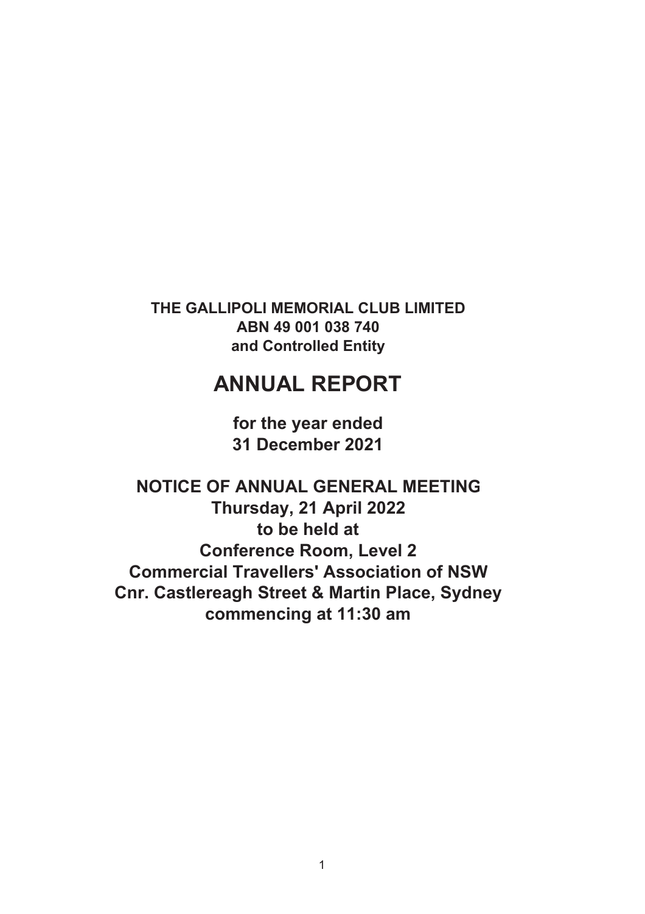**THE GALLIPOLI MEMORIAL CLUB LIMITED**
**ABN 49 001 038 740**
**and Controlled Entity**

# ANNUAL REPORT

**for the year ended**
**31 December 2021**

**NOTICE OF ANNUAL GENERAL MEETING**
**Thursday, 21 April 2022**
**to be held at**
**Conference Room, Level 2**
**Commercial Travellers' Association of NSW**
**Cnr. Castlereagh Street & Martin Place, Sydney**
**commencing at 11:30 am**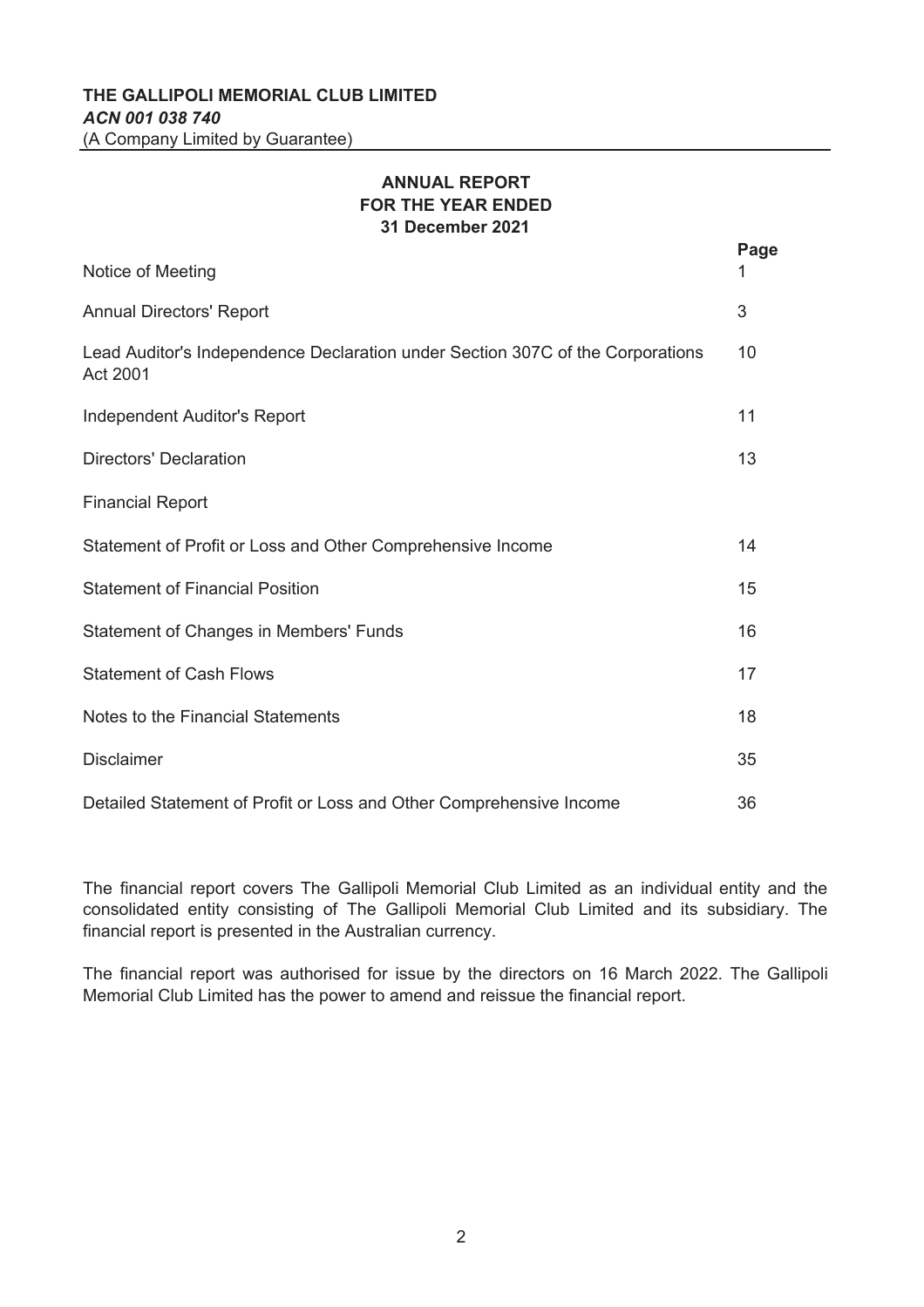**THE GALLIPOLI MEMORIAL CLUB LIMITED**
***ACN 001 038 740***
(A Company Limited by Guarantee)

## ANNUAL REPORT FOR THE YEAR ENDED 31 December 2021

| | Page |
|---|---|
| Notice of Meeting | 1 |
| Annual Directors' Report | 3 |
| Lead Auditor's Independence Declaration under Section 307C of the Corporations Act 2001 | 10 |
| Independent Auditor's Report | 11 |
| Directors' Declaration | 13 |
| Financial Report | |
| Statement of Profit or Loss and Other Comprehensive Income | 14 |
| Statement of Financial Position | 15 |
| Statement of Changes in Members' Funds | 16 |
| Statement of Cash Flows | 17 |
| Notes to the Financial Statements | 18 |
| Disclaimer | 35 |
| Detailed Statement of Profit or Loss and Other Comprehensive Income | 36 |

The financial report covers The Gallipoli Memorial Club Limited as an individual entity and the consolidated entity consisting of The Gallipoli Memorial Club Limited and its subsidiary. The financial report is presented in the Australian currency.

The financial report was authorised for issue by the directors on 16 March 2022. The Gallipoli Memorial Club Limited has the power to amend and reissue the financial report.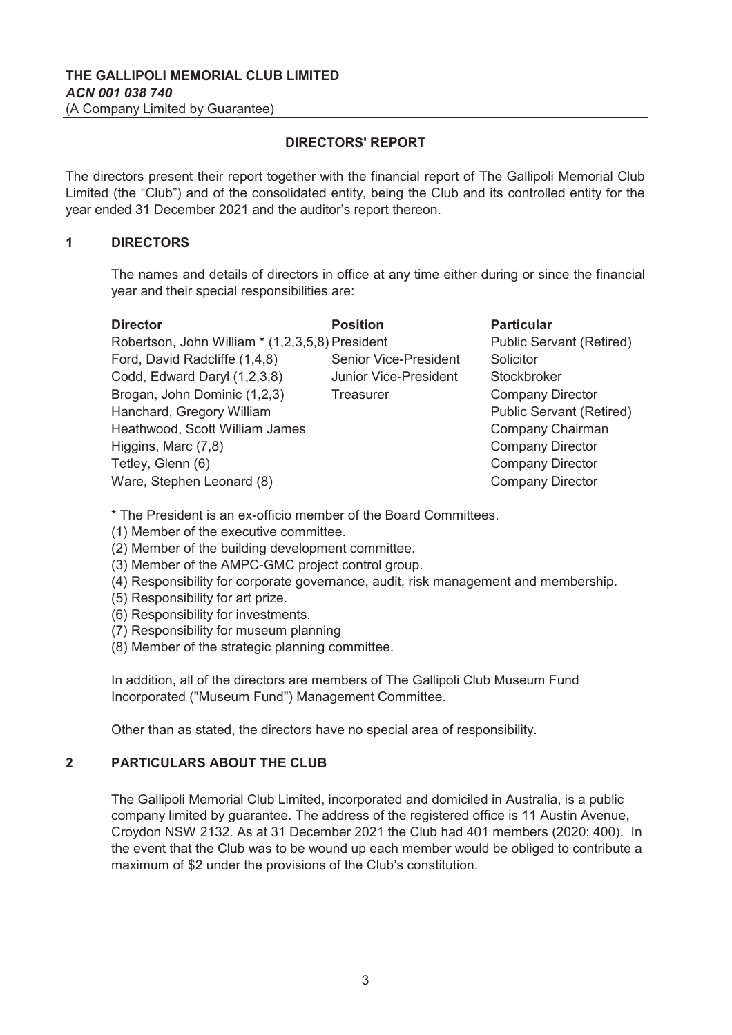**THE GALLIPOLI MEMORIAL CLUB LIMITED**
***ACN 001 038 740***
(A Company Limited by Guarantee)

## DIRECTORS' REPORT

The directors present their report together with the financial report of The Gallipoli Memorial Club Limited (the "Club") and of the consolidated entity, being the Club and its controlled entity for the year ended 31 December 2021 and the auditor's report thereon.

### 1 DIRECTORS

The names and details of directors in office at any time either during or since the financial year and their special responsibilities are:

| Director | Position | Particular |
|---|---|---|
| Robertson, John William * (1,2,3,5,8) | President | Public Servant (Retired) |
| Ford, David Radcliffe (1,4,8) | Senior Vice-President | Solicitor |
| Codd, Edward Daryl (1,2,3,8) | Junior Vice-President | Stockbroker |
| Brogan, John Dominic (1,2,3) | Treasurer | Company Director |
| Hanchard, Gregory William | | Public Servant (Retired) |
| Heathwood, Scott William James | | Company Chairman |
| Higgins, Marc (7,8) | | Company Director |
| Tetley, Glenn (6) | | Company Director |
| Ware, Stephen Leonard (8) | | Company Director |

* The President is an ex-officio member of the Board Committees.
(1) Member of the executive committee.
(2) Member of the building development committee.
(3) Member of the AMPC-GMC project control group.
(4) Responsibility for corporate governance, audit, risk management and membership.
(5) Responsibility for art prize.
(6) Responsibility for investments.
(7) Responsibility for museum planning
(8) Member of the strategic planning committee.

In addition, all of the directors are members of The Gallipoli Club Museum Fund Incorporated ("Museum Fund") Management Committee.

Other than as stated, the directors have no special area of responsibility.

### 2 PARTICULARS ABOUT THE CLUB

The Gallipoli Memorial Club Limited, incorporated and domiciled in Australia, is a public company limited by guarantee. The address of the registered office is 11 Austin Avenue, Croydon NSW 2132. As at 31 December 2021 the Club had 401 members (2020: 400). In the event that the Club was to be wound up each member would be obliged to contribute a maximum of $2 under the provisions of the Club's constitution.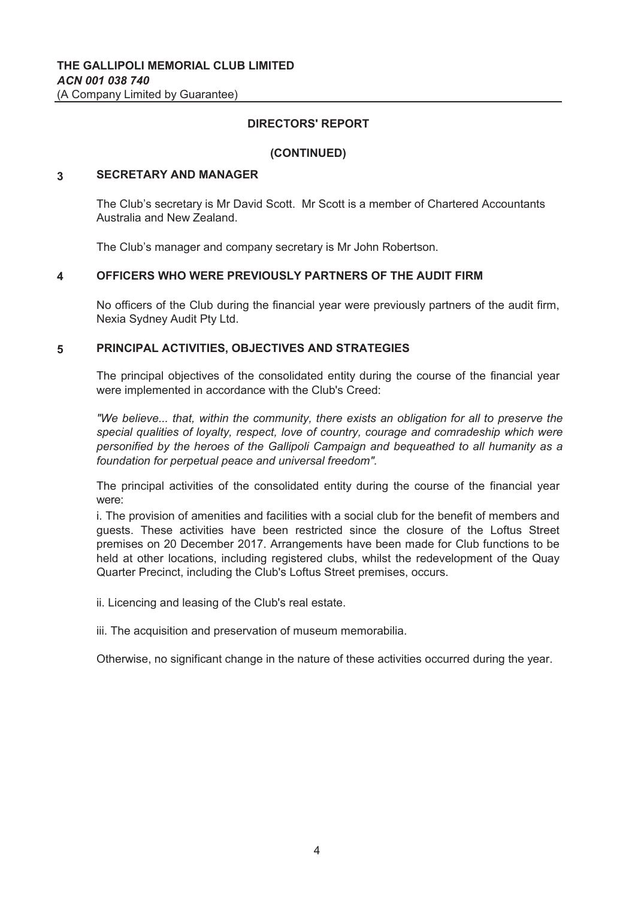**THE GALLIPOLI MEMORIAL CLUB LIMITED**
***ACN 001 038 740***
(A Company Limited by Guarantee)

## DIRECTORS' REPORT

## (CONTINUED)

### 3 SECRETARY AND MANAGER

The Club's secretary is Mr David Scott. Mr Scott is a member of Chartered Accountants Australia and New Zealand.

The Club's manager and company secretary is Mr John Robertson.

### 4 OFFICERS WHO WERE PREVIOUSLY PARTNERS OF THE AUDIT FIRM

No officers of the Club during the financial year were previously partners of the audit firm, Nexia Sydney Audit Pty Ltd.

### 5 PRINCIPAL ACTIVITIES, OBJECTIVES AND STRATEGIES

The principal objectives of the consolidated entity during the course of the financial year were implemented in accordance with the Club's Creed:

*"We believe... that, within the community, there exists an obligation for all to preserve the special qualities of loyalty, respect, love of country, courage and comradeship which were personified by the heroes of the Gallipoli Campaign and bequeathed to all humanity as a foundation for perpetual peace and universal freedom".*

The principal activities of the consolidated entity during the course of the financial year were:

i. The provision of amenities and facilities with a social club for the benefit of members and guests. These activities have been restricted since the closure of the Loftus Street premises on 20 December 2017. Arrangements have been made for Club functions to be held at other locations, including registered clubs, whilst the redevelopment of the Quay Quarter Precinct, including the Club's Loftus Street premises, occurs.

ii. Licencing and leasing of the Club's real estate.

iii. The acquisition and preservation of museum memorabilia.

Otherwise, no significant change in the nature of these activities occurred during the year.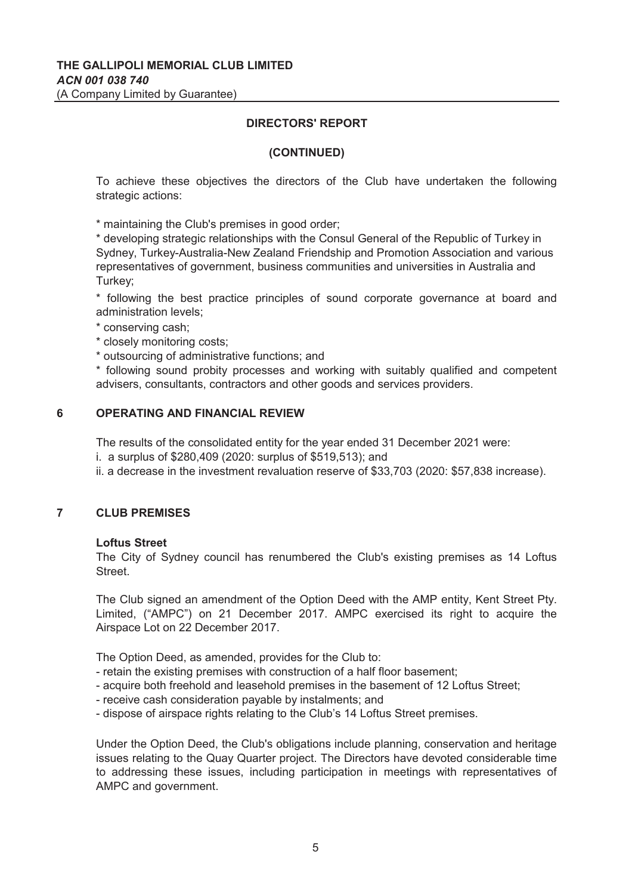# DIRECTORS' REPORT

## (CONTINUED)

To achieve these objectives the directors of the Club have undertaken the following strategic actions:

* maintaining the Club's premises in good order;
* developing strategic relationships with the Consul General of the Republic of Turkey in Sydney, Turkey-Australia-New Zealand Friendship and Promotion Association and various representatives of government, business communities and universities in Australia and Turkey;
* following the best practice principles of sound corporate governance at board and administration levels;
* conserving cash;
* closely monitoring costs;
* outsourcing of administrative functions; and
* following sound probity processes and working with suitably qualified and competent advisers, consultants, contractors and other goods and services providers.

## 6 OPERATING AND FINANCIAL REVIEW

The results of the consolidated entity for the year ended 31 December 2021 were:

i. a surplus of $280,409 (2020: surplus of $519,513); and

ii. a decrease in the investment revaluation reserve of $33,703 (2020: $57,838 increase).

## 7 CLUB PREMISES

**Loftus Street**

The City of Sydney council has renumbered the Club's existing premises as 14 Loftus Street.

The Club signed an amendment of the Option Deed with the AMP entity, Kent Street Pty. Limited, ("AMPC") on 21 December 2017. AMPC exercised its right to acquire the Airspace Lot on 22 December 2017.

The Option Deed, as amended, provides for the Club to:

- retain the existing premises with construction of a half floor basement;
- acquire both freehold and leasehold premises in the basement of 12 Loftus Street;
- receive cash consideration payable by instalments; and
- dispose of airspace rights relating to the Club's 14 Loftus Street premises.

Under the Option Deed, the Club's obligations include planning, conservation and heritage issues relating to the Quay Quarter project. The Directors have devoted considerable time to addressing these issues, including participation in meetings with representatives of AMPC and government.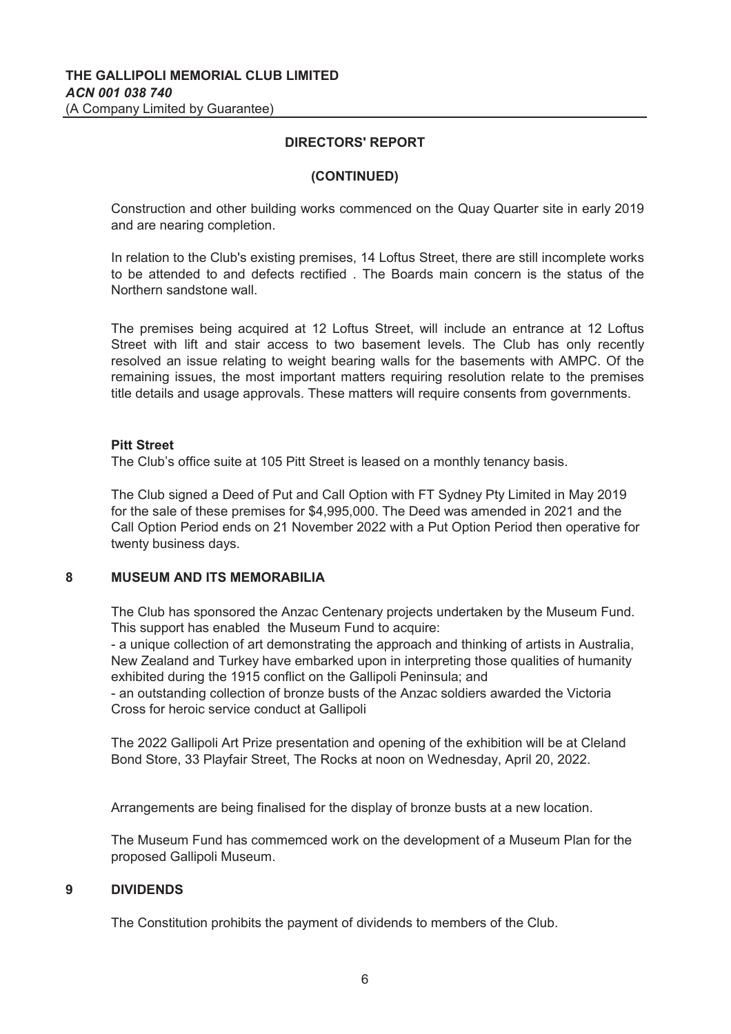## DIRECTORS' REPORT

## (CONTINUED)

Construction and other building works commenced on the Quay Quarter site in early 2019 and are nearing completion.

In relation to the Club's existing premises, 14 Loftus Street, there are still incomplete works to be attended to and defects rectified . The Boards main concern is the status of the Northern sandstone wall.

The premises being acquired at 12 Loftus Street, will include an entrance at 12 Loftus Street with lift and stair access to two basement levels. The Club has only recently resolved an issue relating to weight bearing walls for the basements with AMPC. Of the remaining issues, the most important matters requiring resolution relate to the premises title details and usage approvals. These matters will require consents from governments.

**Pitt Street**

The Club's office suite at 105 Pitt Street is leased on a monthly tenancy basis.

The Club signed a Deed of Put and Call Option with FT Sydney Pty Limited in May 2019 for the sale of these premises for $4,995,000. The Deed was amended in 2021 and the Call Option Period ends on 21 November 2022 with a Put Option Period then operative for twenty business days.

### 8 MUSEUM AND ITS MEMORABILIA

The Club has sponsored the Anzac Centenary projects undertaken by the Museum Fund. This support has enabled the Museum Fund to acquire:

- a unique collection of art demonstrating the approach and thinking of artists in Australia, New Zealand and Turkey have embarked upon in interpreting those qualities of humanity exhibited during the 1915 conflict on the Gallipoli Peninsula; and
- an outstanding collection of bronze busts of the Anzac soldiers awarded the Victoria Cross for heroic service conduct at Gallipoli

The 2022 Gallipoli Art Prize presentation and opening of the exhibition will be at Cleland Bond Store, 33 Playfair Street, The Rocks at noon on Wednesday, April 20, 2022.

Arrangements are being finalised for the display of bronze busts at a new location.

The Museum Fund has commemced work on the development of a Museum Plan for the proposed Gallipoli Museum.

### 9 DIVIDENDS

The Constitution prohibits the payment of dividends to members of the Club.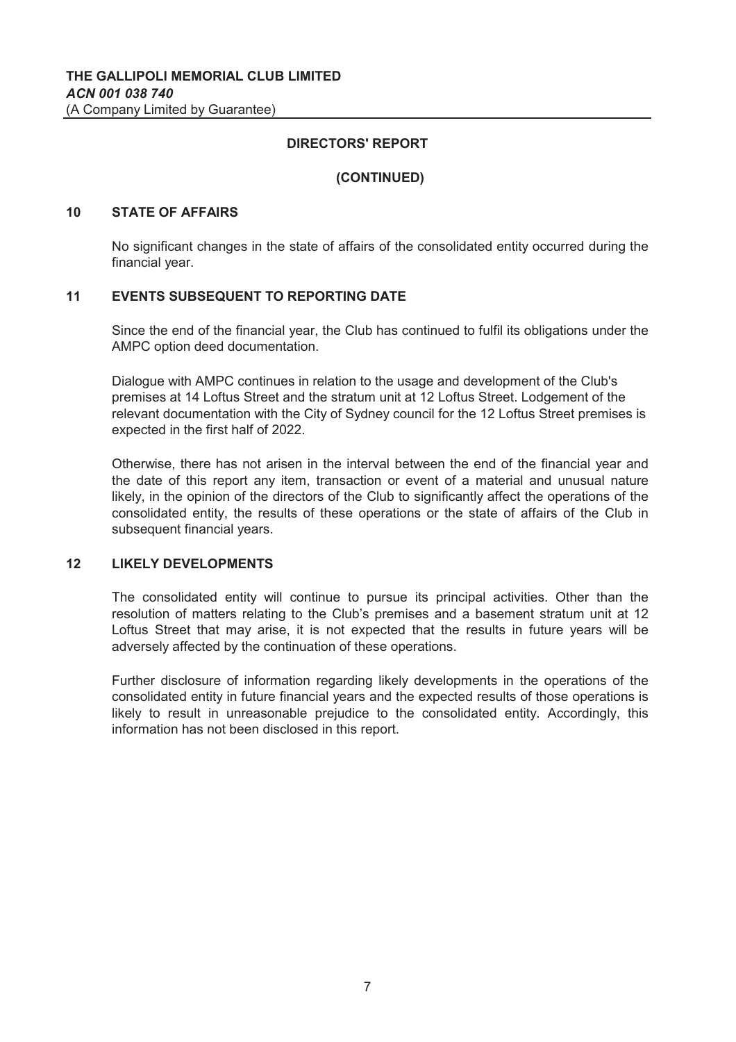**THE GALLIPOLI MEMORIAL CLUB LIMITED**
***ACN 001 038 740***
(A Company Limited by Guarantee)

## DIRECTORS' REPORT

### (CONTINUED)

### 10 STATE OF AFFAIRS

No significant changes in the state of affairs of the consolidated entity occurred during the financial year.

### 11 EVENTS SUBSEQUENT TO REPORTING DATE

Since the end of the financial year, the Club has continued to fulfil its obligations under the AMPC option deed documentation.

Dialogue with AMPC continues in relation to the usage and development of the Club's premises at 14 Loftus Street and the stratum unit at 12 Loftus Street. Lodgement of the relevant documentation with the City of Sydney council for the 12 Loftus Street premises is expected in the first half of 2022.

Otherwise, there has not arisen in the interval between the end of the financial year and the date of this report any item, transaction or event of a material and unusual nature likely, in the opinion of the directors of the Club to significantly affect the operations of the consolidated entity, the results of these operations or the state of affairs of the Club in subsequent financial years.

### 12 LIKELY DEVELOPMENTS

The consolidated entity will continue to pursue its principal activities. Other than the resolution of matters relating to the Club's premises and a basement stratum unit at 12 Loftus Street that may arise, it is not expected that the results in future years will be adversely affected by the continuation of these operations.

Further disclosure of information regarding likely developments in the operations of the consolidated entity in future financial years and the expected results of those operations is likely to result in unreasonable prejudice to the consolidated entity. Accordingly, this information has not been disclosed in this report.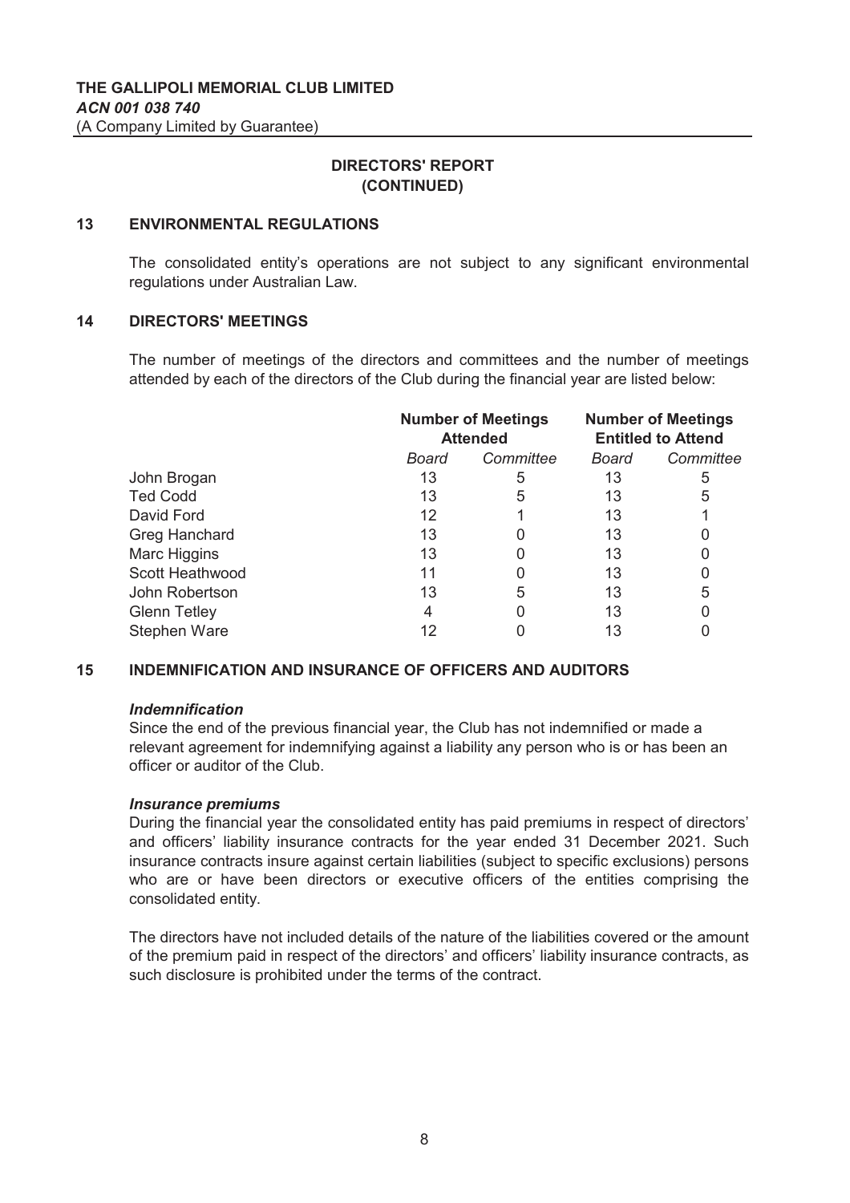**THE GALLIPOLI MEMORIAL CLUB LIMITED**
***ACN 001 038 740***
(A Company Limited by Guarantee)

## DIRECTORS' REPORT (CONTINUED)

### 13 ENVIRONMENTAL REGULATIONS

The consolidated entity's operations are not subject to any significant environmental regulations under Australian Law.

### 14 DIRECTORS' MEETINGS

The number of meetings of the directors and committees and the number of meetings attended by each of the directors of the Club during the financial year are listed below:

| | **Number of Meetings Attended** | | **Number of Meetings Entitled to Attend** | |
|---|---|---|---|---|
| | *Board* | *Committee* | *Board* | *Committee* |
| John Brogan | 13 | 5 | 13 | 5 |
| Ted Codd | 13 | 5 | 13 | 5 |
| David Ford | 12 | 1 | 13 | 1 |
| Greg Hanchard | 13 | 0 | 13 | 0 |
| Marc Higgins | 13 | 0 | 13 | 0 |
| Scott Heathwood | 11 | 0 | 13 | 0 |
| John Robertson | 13 | 5 | 13 | 5 |
| Glenn Tetley | 4 | 0 | 13 | 0 |
| Stephen Ware | 12 | 0 | 13 | 0 |

### 15 INDEMNIFICATION AND INSURANCE OF OFFICERS AND AUDITORS

***Indemnification***

Since the end of the previous financial year, the Club has not indemnified or made a relevant agreement for indemnifying against a liability any person who is or has been an officer or auditor of the Club.

***Insurance premiums***

During the financial year the consolidated entity has paid premiums in respect of directors' and officers' liability insurance contracts for the year ended 31 December 2021. Such insurance contracts insure against certain liabilities (subject to specific exclusions) persons who are or have been directors or executive officers of the entities comprising the consolidated entity.

The directors have not included details of the nature of the liabilities covered or the amount of the premium paid in respect of the directors' and officers' liability insurance contracts, as such disclosure is prohibited under the terms of the contract.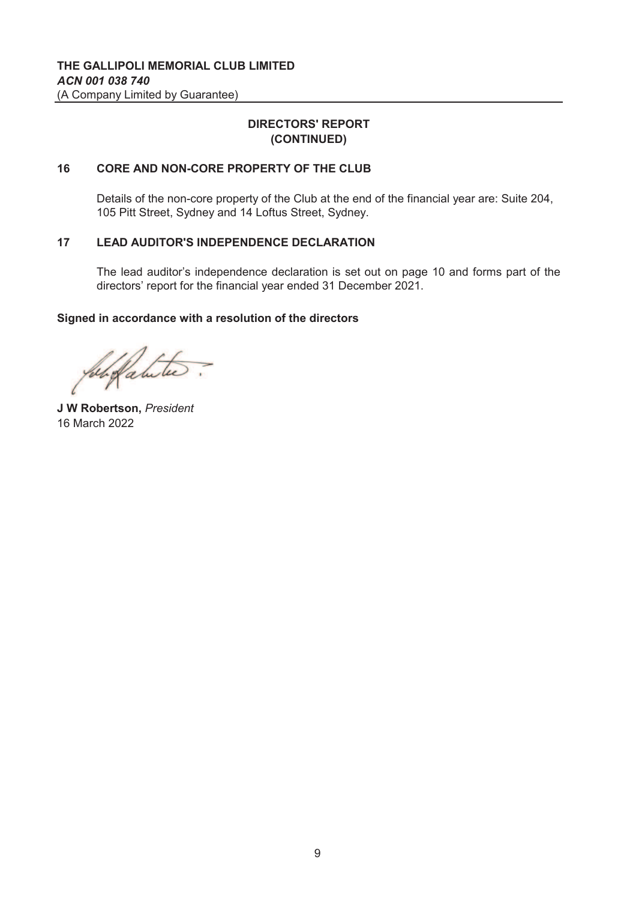**THE GALLIPOLI MEMORIAL CLUB LIMITED**
***ACN 001 038 740***
(A Company Limited by Guarantee)

## DIRECTORS' REPORT (CONTINUED)

### 16 CORE AND NON-CORE PROPERTY OF THE CLUB

Details of the non-core property of the Club at the end of the financial year are: Suite 204, 105 Pitt Street, Sydney and 14 Loftus Street, Sydney.

### 17 LEAD AUDITOR'S INDEPENDENCE DECLARATION

The lead auditor's independence declaration is set out on page 10 and forms part of the directors' report for the financial year ended 31 December 2021.

**Signed in accordance with a resolution of the directors**

**J W Robertson,** *President*
16 March 2022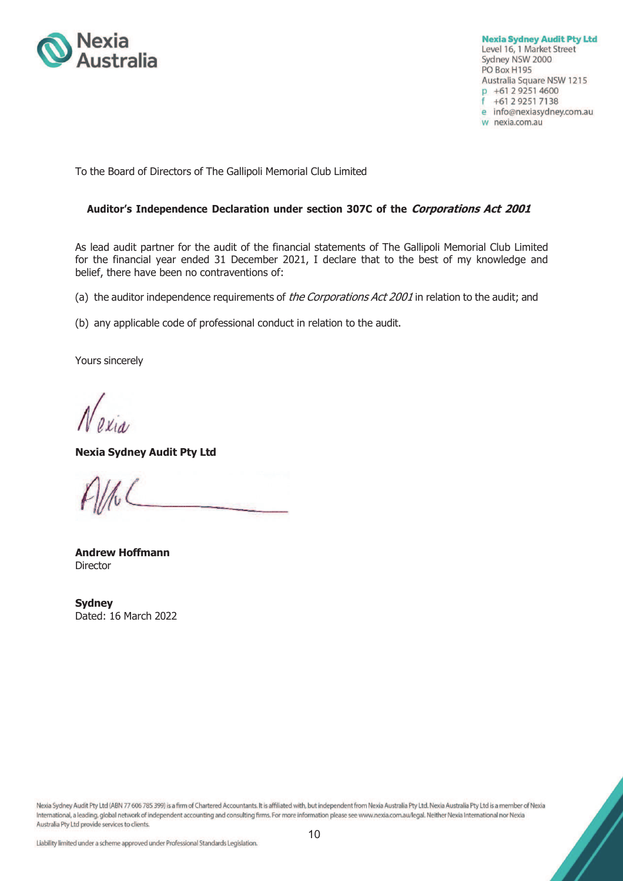Nexia Australia

**Nexia Sydney Audit Pty Ltd**
Level 16, 1 Market Street
Sydney NSW 2000
PO Box H195
Australia Square NSW 1215
p +61 2 9251 4600
f +61 2 9251 7138
e info@nexiasydney.com.au
w nexia.com.au

To the Board of Directors of The Gallipoli Memorial Club Limited

**Auditor's Independence Declaration under section 307C of the *Corporations Act 2001***

As lead audit partner for the audit of the financial statements of The Gallipoli Memorial Club Limited for the financial year ended 31 December 2021, I declare that to the best of my knowledge and belief, there have been no contraventions of:

(a) the auditor independence requirements of *the Corporations Act 2001* in relation to the audit; and

(b) any applicable code of professional conduct in relation to the audit.

Yours sincerely

Nexia

**Nexia Sydney Audit Pty Ltd**

**Andrew Hoffmann**
Director

**Sydney**
Dated: 16 March 2022

Nexia Sydney Audit Pty Ltd (ABN 77 606 785 399) is a firm of Chartered Accountants. It is affiliated with, but independent from Nexia Australia Pty Ltd. Nexia Australia Pty Ltd is a member of Nexia International, a leading, global network of independent accounting and consulting firms. For more information please see www.nexia.com.au/legal. Neither Nexia International nor Nexia Australia Pty Ltd provide services to clients.

Liability limited under a scheme approved under Professional Standards Legislation.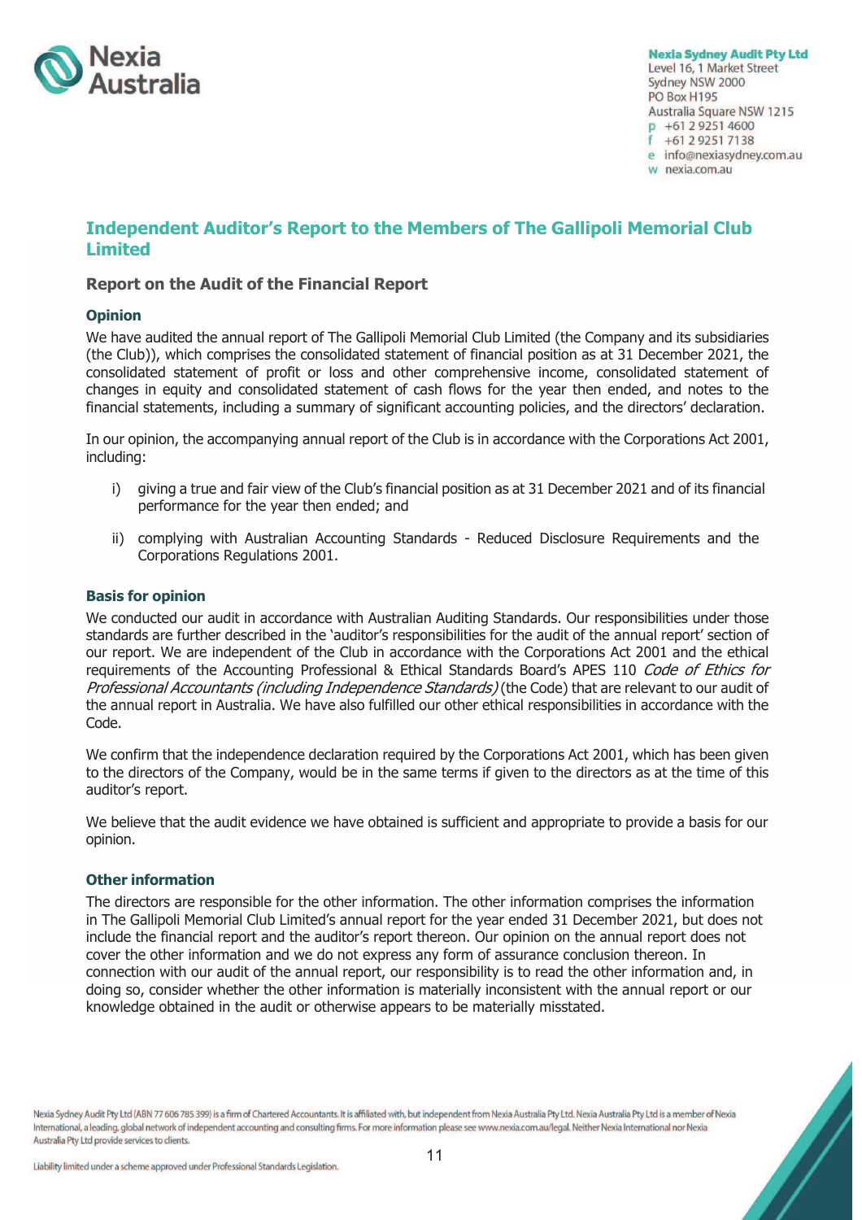Nexia Sydney Audit Pty Ltd
Level 16, 1 Market Street
Sydney NSW 2000
PO Box H195
Australia Square NSW 1215
p +61 2 9251 4600
f +61 2 9251 7138
e info@nexiasydney.com.au
w nexia.com.au

# Independent Auditor's Report to the Members of The Gallipoli Memorial Club Limited

## Report on the Audit of the Financial Report

### Opinion

We have audited the annual report of The Gallipoli Memorial Club Limited (the Company and its subsidiaries (the Club)), which comprises the consolidated statement of financial position as at 31 December 2021, the consolidated statement of profit or loss and other comprehensive income, consolidated statement of changes in equity and consolidated statement of cash flows for the year then ended, and notes to the financial statements, including a summary of significant accounting policies, and the directors' declaration.

In our opinion, the accompanying annual report of the Club is in accordance with the Corporations Act 2001, including:

i) giving a true and fair view of the Club's financial position as at 31 December 2021 and of its financial performance for the year then ended; and

ii) complying with Australian Accounting Standards - Reduced Disclosure Requirements and the Corporations Regulations 2001.

### Basis for opinion

We conducted our audit in accordance with Australian Auditing Standards. Our responsibilities under those standards are further described in the 'auditor's responsibilities for the audit of the annual report' section of our report. We are independent of the Club in accordance with the Corporations Act 2001 and the ethical requirements of the Accounting Professional & Ethical Standards Board's APES 110 *Code of Ethics for Professional Accountants (including Independence Standards)* (the Code) that are relevant to our audit of the annual report in Australia. We have also fulfilled our other ethical responsibilities in accordance with the Code.

We confirm that the independence declaration required by the Corporations Act 2001, which has been given to the directors of the Company, would be in the same terms if given to the directors as at the time of this auditor's report.

We believe that the audit evidence we have obtained is sufficient and appropriate to provide a basis for our opinion.

### Other information

The directors are responsible for the other information. The other information comprises the information in The Gallipoli Memorial Club Limited's annual report for the year ended 31 December 2021, but does not include the financial report and the auditor's report thereon. Our opinion on the annual report does not cover the other information and we do not express any form of assurance conclusion thereon. In connection with our audit of the annual report, our responsibility is to read the other information and, in doing so, consider whether the other information is materially inconsistent with the annual report or our knowledge obtained in the audit or otherwise appears to be materially misstated.

Nexia Sydney Audit Pty Ltd (ABN 77 606 785 399) is a firm of Chartered Accountants. It is affiliated with, but independent from Nexia Australia Pty Ltd. Nexia Australia Pty Ltd is a member of Nexia International, a leading, global network of independent accounting and consulting firms. For more information please see www.nexia.com.au/legal. Neither Nexia International nor Nexia Australia Pty Ltd provide services to clients.

Liability limited under a scheme approved under Professional Standards Legislation.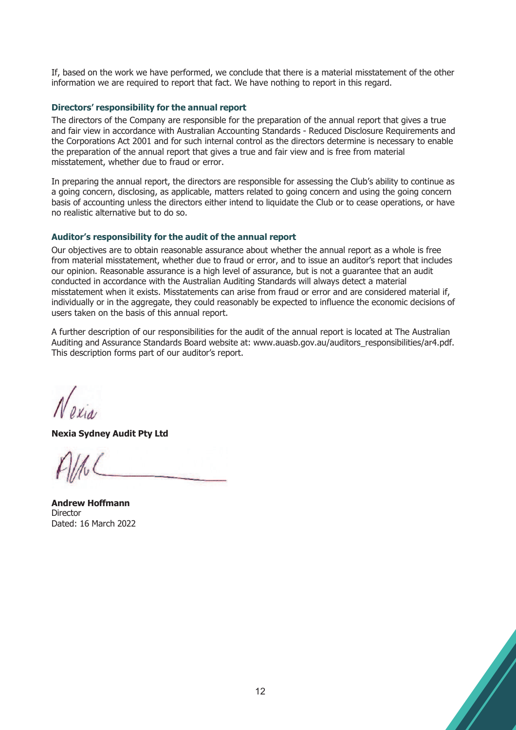If, based on the work we have performed, we conclude that there is a material misstatement of the other information we are required to report that fact. We have nothing to report in this regard.

### Directors' responsibility for the annual report

The directors of the Company are responsible for the preparation of the annual report that gives a true and fair view in accordance with Australian Accounting Standards - Reduced Disclosure Requirements and the Corporations Act 2001 and for such internal control as the directors determine is necessary to enable the preparation of the annual report that gives a true and fair view and is free from material misstatement, whether due to fraud or error.

In preparing the annual report, the directors are responsible for assessing the Club's ability to continue as a going concern, disclosing, as applicable, matters related to going concern and using the going concern basis of accounting unless the directors either intend to liquidate the Club or to cease operations, or have no realistic alternative but to do so.

### Auditor's responsibility for the audit of the annual report

Our objectives are to obtain reasonable assurance about whether the annual report as a whole is free from material misstatement, whether due to fraud or error, and to issue an auditor's report that includes our opinion. Reasonable assurance is a high level of assurance, but is not a guarantee that an audit conducted in accordance with the Australian Auditing Standards will always detect a material misstatement when it exists. Misstatements can arise from fraud or error and are considered material if, individually or in the aggregate, they could reasonably be expected to influence the economic decisions of users taken on the basis of this annual report.

A further description of our responsibilities for the audit of the annual report is located at The Australian Auditing and Assurance Standards Board website at: www.auasb.gov.au/auditors_responsibilities/ar4.pdf. This description forms part of our auditor's report.

Nexia

**Nexia Sydney Audit Pty Ltd**

**Andrew Hoffmann**
Director
Dated: 16 March 2022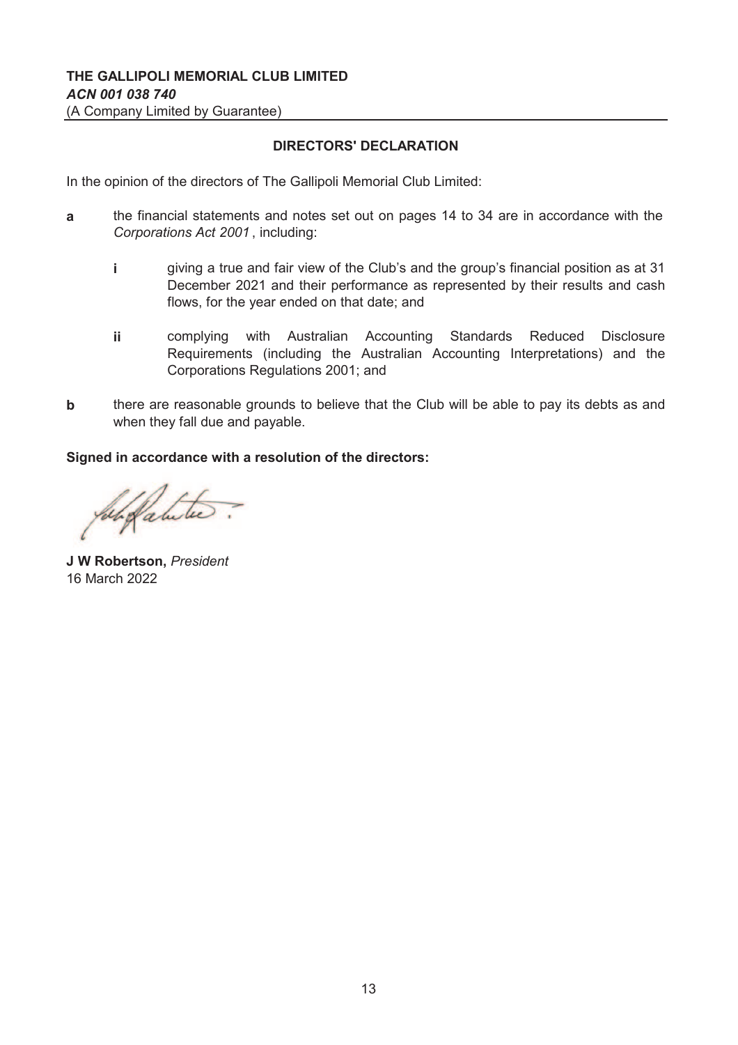**THE GALLIPOLI MEMORIAL CLUB LIMITED**
***ACN 001 038 740***
(A Company Limited by Guarantee)

## DIRECTORS' DECLARATION

In the opinion of the directors of The Gallipoli Memorial Club Limited:

**a** the financial statements and notes set out on pages 14 to 34 are in accordance with the *Corporations Act 2001*, including:

- **i** giving a true and fair view of the Club's and the group's financial position as at 31 December 2021 and their performance as represented by their results and cash flows, for the year ended on that date; and

- **ii** complying with Australian Accounting Standards Reduced Disclosure Requirements (including the Australian Accounting Interpretations) and the Corporations Regulations 2001; and

**b** there are reasonable grounds to believe that the Club will be able to pay its debts as and when they fall due and payable.

**Signed in accordance with a resolution of the directors:**

**J W Robertson,** *President*
16 March 2022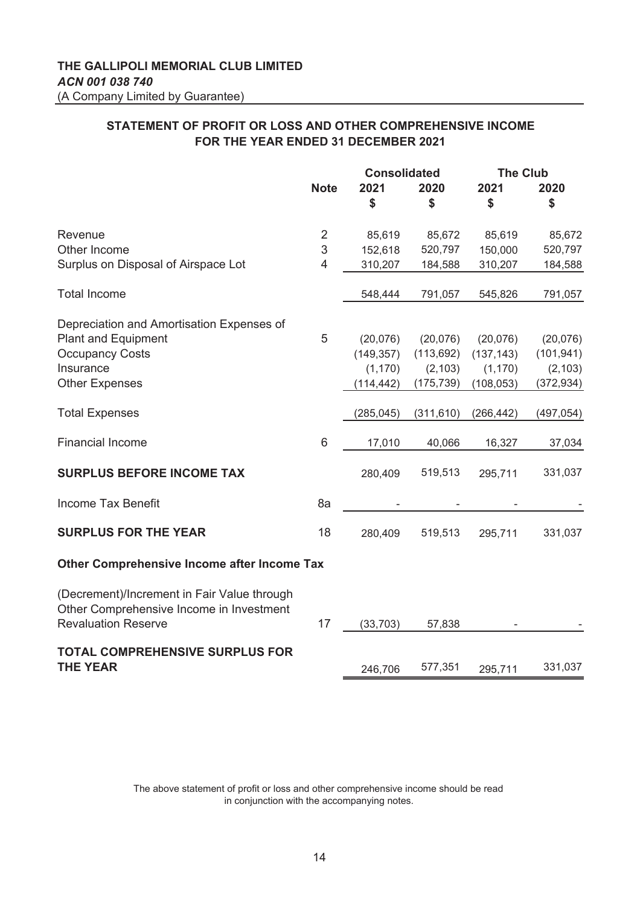**THE GALLIPOLI MEMORIAL CLUB LIMITED**
***ACN 001 038 740***
(A Company Limited by Guarantee)

## STATEMENT OF PROFIT OR LOSS AND OTHER COMPREHENSIVE INCOME FOR THE YEAR ENDED 31 DECEMBER 2021

| | Note | Consolidated | | The Club | |
|---|---|---|---|---|---|
| | | 2021 | 2020 | 2021 | 2020 |
| | | $ | $ | $ | $ |
| Revenue | 2 | 85,619 | 85,672 | 85,619 | 85,672 |
| Other Income | 3 | 152,618 | 520,797 | 150,000 | 520,797 |
| Surplus on Disposal of Airspace Lot | 4 | 310,207 | 184,588 | 310,207 | 184,588 |
| Total Income | | 548,444 | 791,057 | 545,826 | 791,057 |
| Depreciation and Amortisation Expenses of Plant and Equipment | 5 | (20,076) | (20,076) | (20,076) | (20,076) |
| Occupancy Costs | | (149,357) | (113,692) | (137,143) | (101,941) |
| Insurance | | (1,170) | (2,103) | (1,170) | (2,103) |
| Other Expenses | | (114,442) | (175,739) | (108,053) | (372,934) |
| Total Expenses | | (285,045) | (311,610) | (266,442) | (497,054) |
| Financial Income | 6 | 17,010 | 40,066 | 16,327 | 37,034 |
| **SURPLUS BEFORE INCOME TAX** | | 280,409 | 519,513 | 295,711 | 331,037 |
| Income Tax Benefit | 8a | - | - | - | - |
| **SURPLUS FOR THE YEAR** | 18 | 280,409 | 519,513 | 295,711 | 331,037 |
| **Other Comprehensive Income after Income Tax** | | | | | |
| (Decrement)/Increment in Fair Value through Other Comprehensive Income in Investment Revaluation Reserve | 17 | (33,703) | 57,838 | - | - |
| **TOTAL COMPREHENSIVE SURPLUS FOR THE YEAR** | | 246,706 | 577,351 | 295,711 | 331,037 |

The above statement of profit or loss and other comprehensive income should be read in conjunction with the accompanying notes.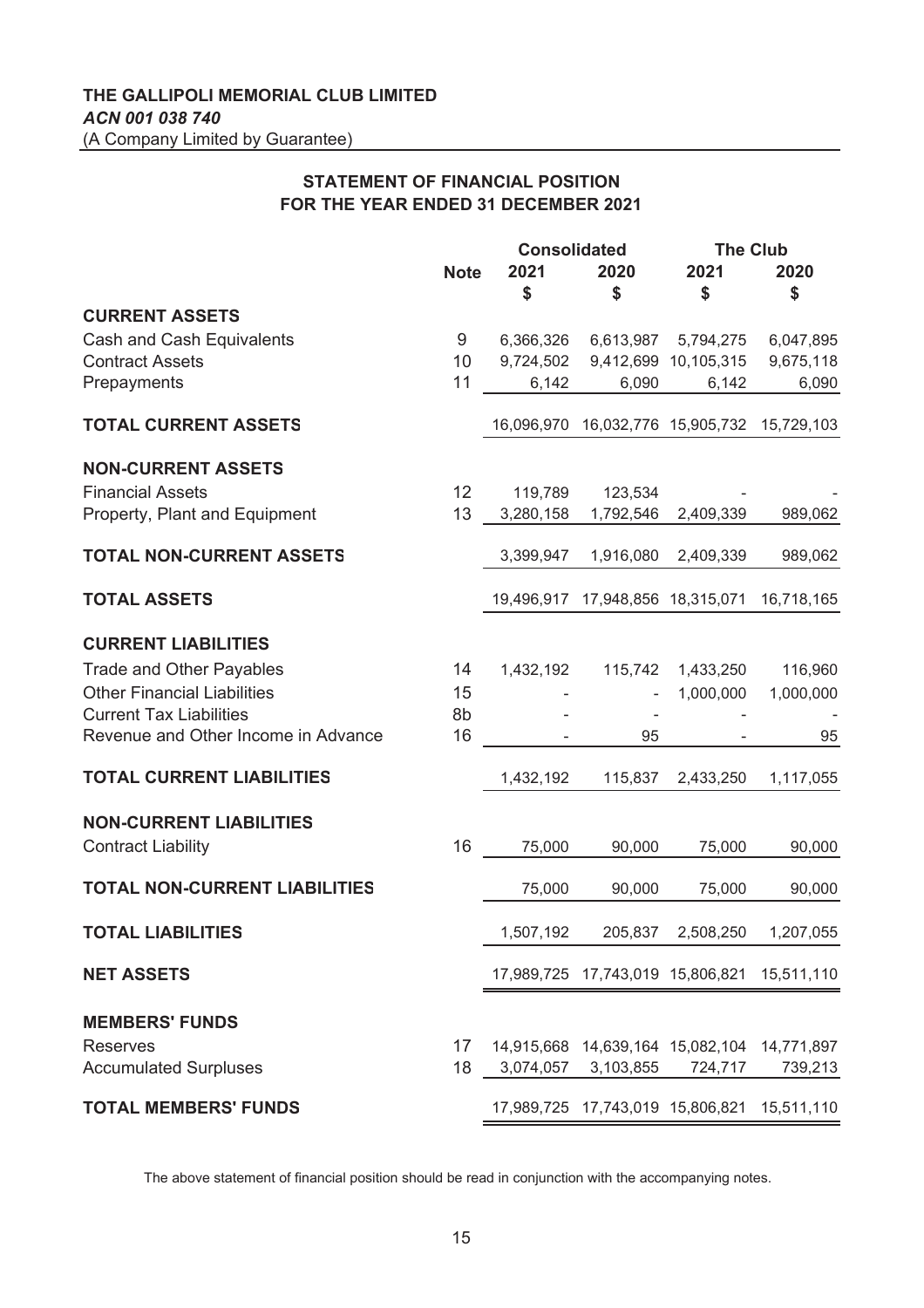**THE GALLIPOLI MEMORIAL CLUB LIMITED**
***ACN 001 038 740***
(A Company Limited by Guarantee)

## STATEMENT OF FINANCIAL POSITION
## FOR THE YEAR ENDED 31 DECEMBER 2021

| | Note | Consolidated | | The Club | |
|---|---|---|---|---|---|
| | | 2021 | 2020 | 2021 | 2020 |
| | | $ | $ | $ | $ |
| **CURRENT ASSETS** | | | | | |
| Cash and Cash Equivalents | 9 | 6,366,326 | 6,613,987 | 5,794,275 | 6,047,895 |
| Contract Assets | 10 | 9,724,502 | 9,412,699 | 10,105,315 | 9,675,118 |
| Prepayments | 11 | 6,142 | 6,090 | 6,142 | 6,090 |
| **TOTAL CURRENT ASSETS** | | 16,096,970 | 16,032,776 | 15,905,732 | 15,729,103 |
| **NON-CURRENT ASSETS** | | | | | |
| Financial Assets | 12 | 119,789 | 123,534 | - | - |
| Property, Plant and Equipment | 13 | 3,280,158 | 1,792,546 | 2,409,339 | 989,062 |
| **TOTAL NON-CURRENT ASSETS** | | 3,399,947 | 1,916,080 | 2,409,339 | 989,062 |
| **TOTAL ASSETS** | | 19,496,917 | 17,948,856 | 18,315,071 | 16,718,165 |
| **CURRENT LIABILITIES** | | | | | |
| Trade and Other Payables | 14 | 1,432,192 | 115,742 | 1,433,250 | 116,960 |
| Other Financial Liabilities | 15 | - | - | 1,000,000 | 1,000,000 |
| Current Tax Liabilities | 8b | - | - | - | - |
| Revenue and Other Income in Advance | 16 | - | 95 | - | 95 |
| **TOTAL CURRENT LIABILITIES** | | 1,432,192 | 115,837 | 2,433,250 | 1,117,055 |
| **NON-CURRENT LIABILITIES** | | | | | |
| Contract Liability | 16 | 75,000 | 90,000 | 75,000 | 90,000 |
| **TOTAL NON-CURRENT LIABILITIES** | | 75,000 | 90,000 | 75,000 | 90,000 |
| **TOTAL LIABILITIES** | | 1,507,192 | 205,837 | 2,508,250 | 1,207,055 |
| **NET ASSETS** | | 17,989,725 | 17,743,019 | 15,806,821 | 15,511,110 |
| **MEMBERS' FUNDS** | | | | | |
| Reserves | 17 | 14,915,668 | 14,639,164 | 15,082,104 | 14,771,897 |
| Accumulated Surpluses | 18 | 3,074,057 | 3,103,855 | 724,717 | 739,213 |
| **TOTAL MEMBERS' FUNDS** | | 17,989,725 | 17,743,019 | 15,806,821 | 15,511,110 |

The above statement of financial position should be read in conjunction with the accompanying notes.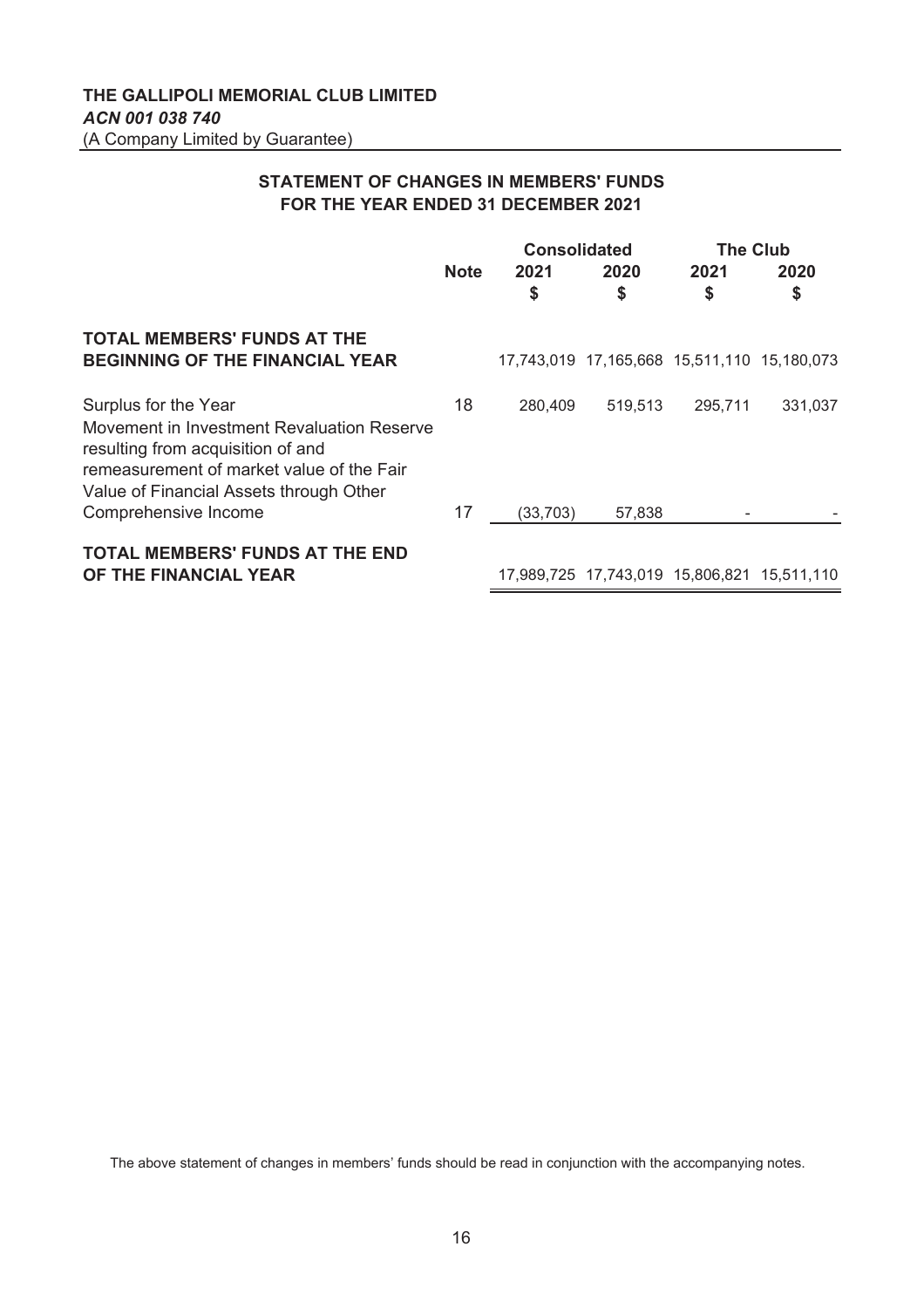**THE GALLIPOLI MEMORIAL CLUB LIMITED**
***ACN 001 038 740***
(A Company Limited by Guarantee)

## STATEMENT OF CHANGES IN MEMBERS' FUNDS FOR THE YEAR ENDED 31 DECEMBER 2021

| | Note | Consolidated | | The Club | |
|---|---|---|---|---|---|
| | | 2021 $ | 2020 $ | 2021 $ | 2020 $ |
| **TOTAL MEMBERS' FUNDS AT THE BEGINNING OF THE FINANCIAL YEAR** | | 17,743,019 | 17,165,668 | 15,511,110 | 15,180,073 |
| Surplus for the Year | 18 | 280,409 | 519,513 | 295,711 | 331,037 |
| Movement in Investment Revaluation Reserve resulting from acquisition of and remeasurement of market value of the Fair Value of Financial Assets through Other Comprehensive Income | 17 | (33,703) | 57,838 | - | - |
| **TOTAL MEMBERS' FUNDS AT THE END OF THE FINANCIAL YEAR** | | 17,989,725 | 17,743,019 | 15,806,821 | 15,511,110 |

The above statement of changes in members' funds should be read in conjunction with the accompanying notes.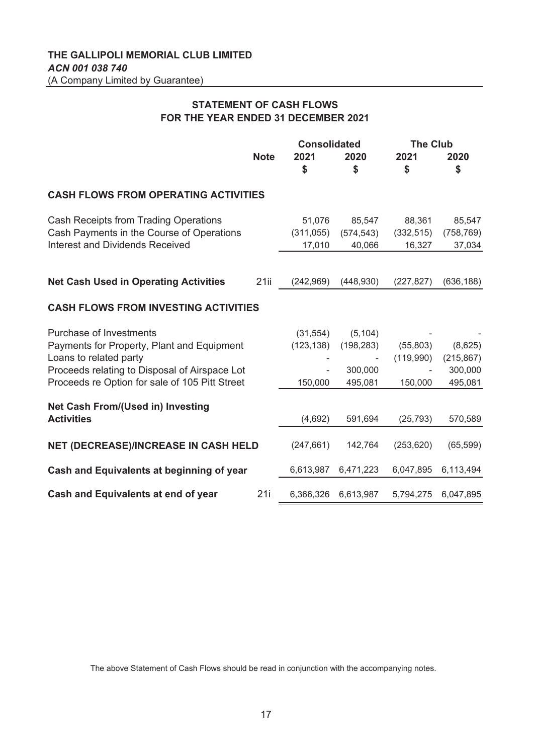**THE GALLIPOLI MEMORIAL CLUB LIMITED**
***ACN 001 038 740***
(A Company Limited by Guarantee)

## STATEMENT OF CASH FLOWS
## FOR THE YEAR ENDED 31 DECEMBER 2021

| | Note | Consolidated | | The Club | |
|---|---|---|---|---|---|
| | | **2021** | **2020** | **2021** | **2020** |
| | | **$** | **$** | **$** | **$** |
| **CASH FLOWS FROM OPERATING ACTIVITIES** | | | | | |
| Cash Receipts from Trading Operations | | 51,076 | 85,547 | 88,361 | 85,547 |
| Cash Payments in the Course of Operations | | (311,055) | (574,543) | (332,515) | (758,769) |
| Interest and Dividends Received | | 17,010 | 40,066 | 16,327 | 37,034 |
| **Net Cash Used in Operating Activities** | 21ii | (242,969) | (448,930) | (227,827) | (636,188) |
| **CASH FLOWS FROM INVESTING ACTIVITIES** | | | | | |
| Purchase of Investments | | (31,554) | (5,104) | - | - |
| Payments for Property, Plant and Equipment | | (123,138) | (198,283) | (55,803) | (8,625) |
| Loans to related party | | - | - | (119,990) | (215,867) |
| Proceeds relating to Disposal of Airspace Lot | | - | 300,000 | - | 300,000 |
| Proceeds re Option for sale of 105 Pitt Street | | 150,000 | 495,081 | 150,000 | 495,081 |
| **Net Cash From/(Used in) Investing Activities** | | (4,692) | 591,694 | (25,793) | 570,589 |
| **NET (DECREASE)/INCREASE IN CASH HELD** | | (247,661) | 142,764 | (253,620) | (65,599) |
| **Cash and Equivalents at beginning of year** | | 6,613,987 | 6,471,223 | 6,047,895 | 6,113,494 |
| **Cash and Equivalents at end of year** | 21i | 6,366,326 | 6,613,987 | 5,794,275 | 6,047,895 |

The above Statement of Cash Flows should be read in conjunction with the accompanying notes.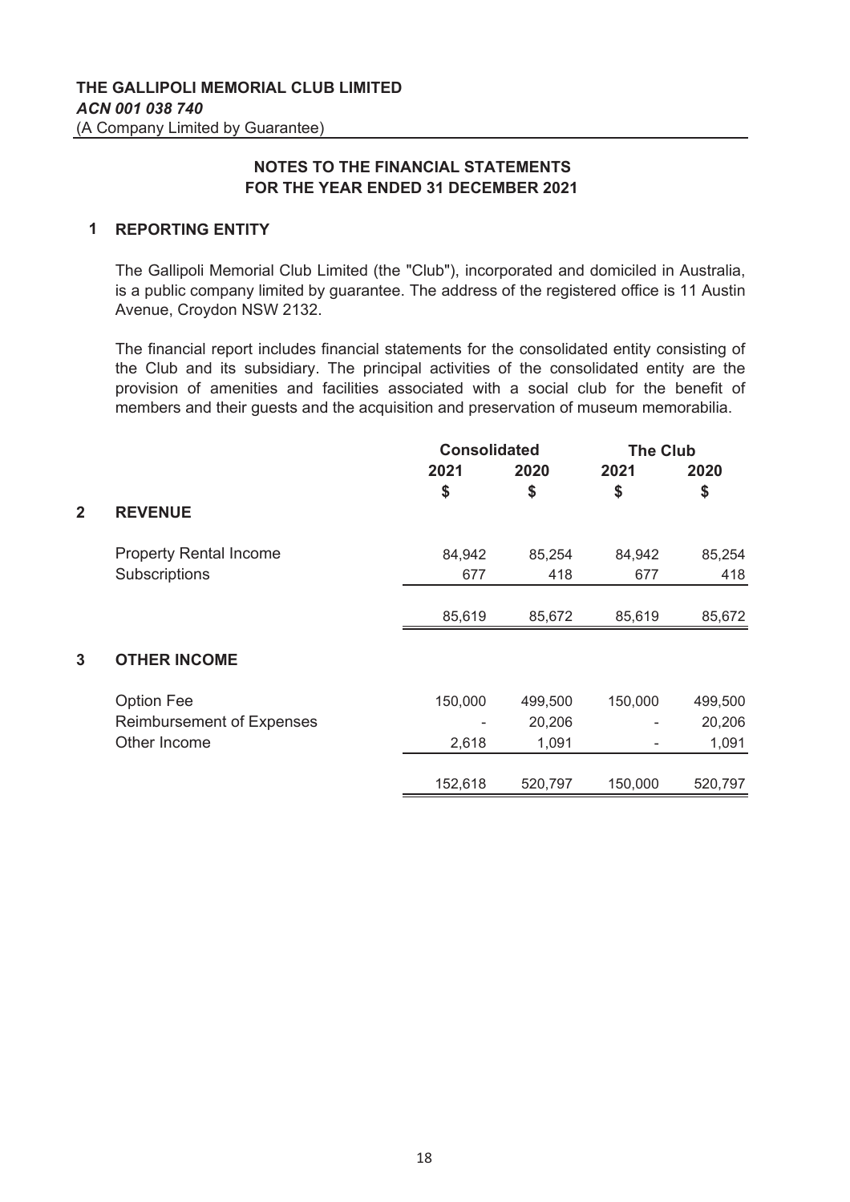**THE GALLIPOLI MEMORIAL CLUB LIMITED**
***ACN 001 038 740***
(A Company Limited by Guarantee)

## NOTES TO THE FINANCIAL STATEMENTS FOR THE YEAR ENDED 31 DECEMBER 2021

### 1 REPORTING ENTITY

The Gallipoli Memorial Club Limited (the "Club"), incorporated and domiciled in Australia, is a public company limited by guarantee. The address of the registered office is 11 Austin Avenue, Croydon NSW 2132.

The financial report includes financial statements for the consolidated entity consisting of the Club and its subsidiary. The principal activities of the consolidated entity are the provision of amenities and facilities associated with a social club for the benefit of members and their guests and the acquisition and preservation of museum memorabilia.

| | Consolidated | | The Club | |
|---|---|---|---|---|
| | 2021 | 2020 | 2021 | 2020 |
| | $ | $ | $ | $ |
| **2 REVENUE** | | | | |
| Property Rental Income | 84,942 | 85,254 | 84,942 | 85,254 |
| Subscriptions | 677 | 418 | 677 | 418 |
| | 85,619 | 85,672 | 85,619 | 85,672 |
| **3 OTHER INCOME** | | | | |
| Option Fee | 150,000 | 499,500 | 150,000 | 499,500 |
| Reimbursement of Expenses | - | 20,206 | - | 20,206 |
| Other Income | 2,618 | 1,091 | - | 1,091 |
| | 152,618 | 520,797 | 150,000 | 520,797 |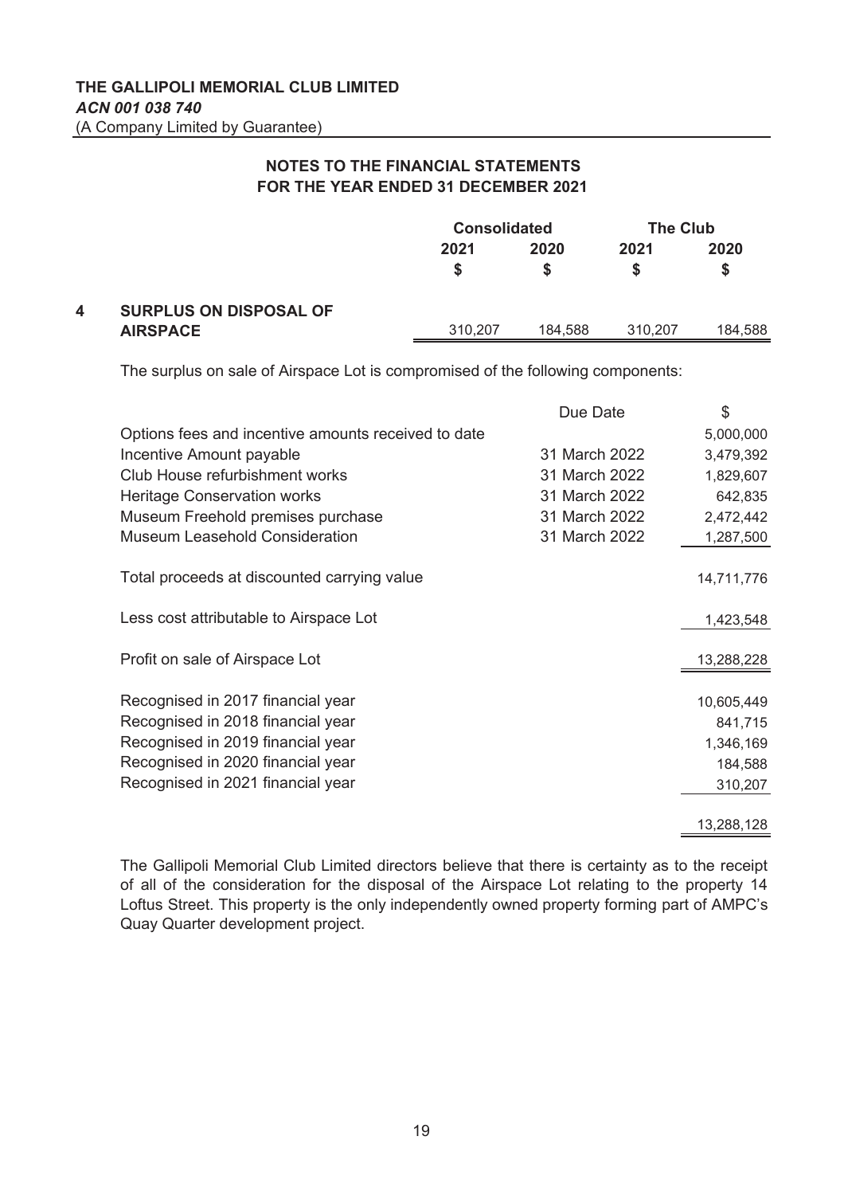**THE GALLIPOLI MEMORIAL CLUB LIMITED**
***ACN 001 038 740***
(A Company Limited by Guarantee)

**NOTES TO THE FINANCIAL STATEMENTS**
**FOR THE YEAR ENDED 31 DECEMBER 2021**

| | | Consolidated | | The Club | |
|---|---|---|---|---|---|
| | | 2021 | 2020 | 2021 | 2020 |
| | | $ | $ | $ | $ |
| **4** | **SURPLUS ON DISPOSAL OF AIRSPACE** | 310,207 | 184,588 | 310,207 | 184,588 |

The surplus on sale of Airspace Lot is compromised of the following components:

| | Due Date | $ |
|---|---|---|
| Options fees and incentive amounts received to date | | 5,000,000 |
| Incentive Amount payable | 31 March 2022 | 3,479,392 |
| Club House refurbishment works | 31 March 2022 | 1,829,607 |
| Heritage Conservation works | 31 March 2022 | 642,835 |
| Museum Freehold premises purchase | 31 March 2022 | 2,472,442 |
| Museum Leasehold Consideration | 31 March 2022 | 1,287,500 |
| Total proceeds at discounted carrying value | | 14,711,776 |
| Less cost attributable to Airspace Lot | | 1,423,548 |
| Profit on sale of Airspace Lot | | 13,288,228 |
| Recognised in 2017 financial year | | 10,605,449 |
| Recognised in 2018 financial year | | 841,715 |
| Recognised in 2019 financial year | | 1,346,169 |
| Recognised in 2020 financial year | | 184,588 |
| Recognised in 2021 financial year | | 310,207 |
| | | 13,288,128 |

The Gallipoli Memorial Club Limited directors believe that there is certainty as to the receipt of all of the consideration for the disposal of the Airspace Lot relating to the property 14 Loftus Street. This property is the only independently owned property forming part of AMPC's Quay Quarter development project.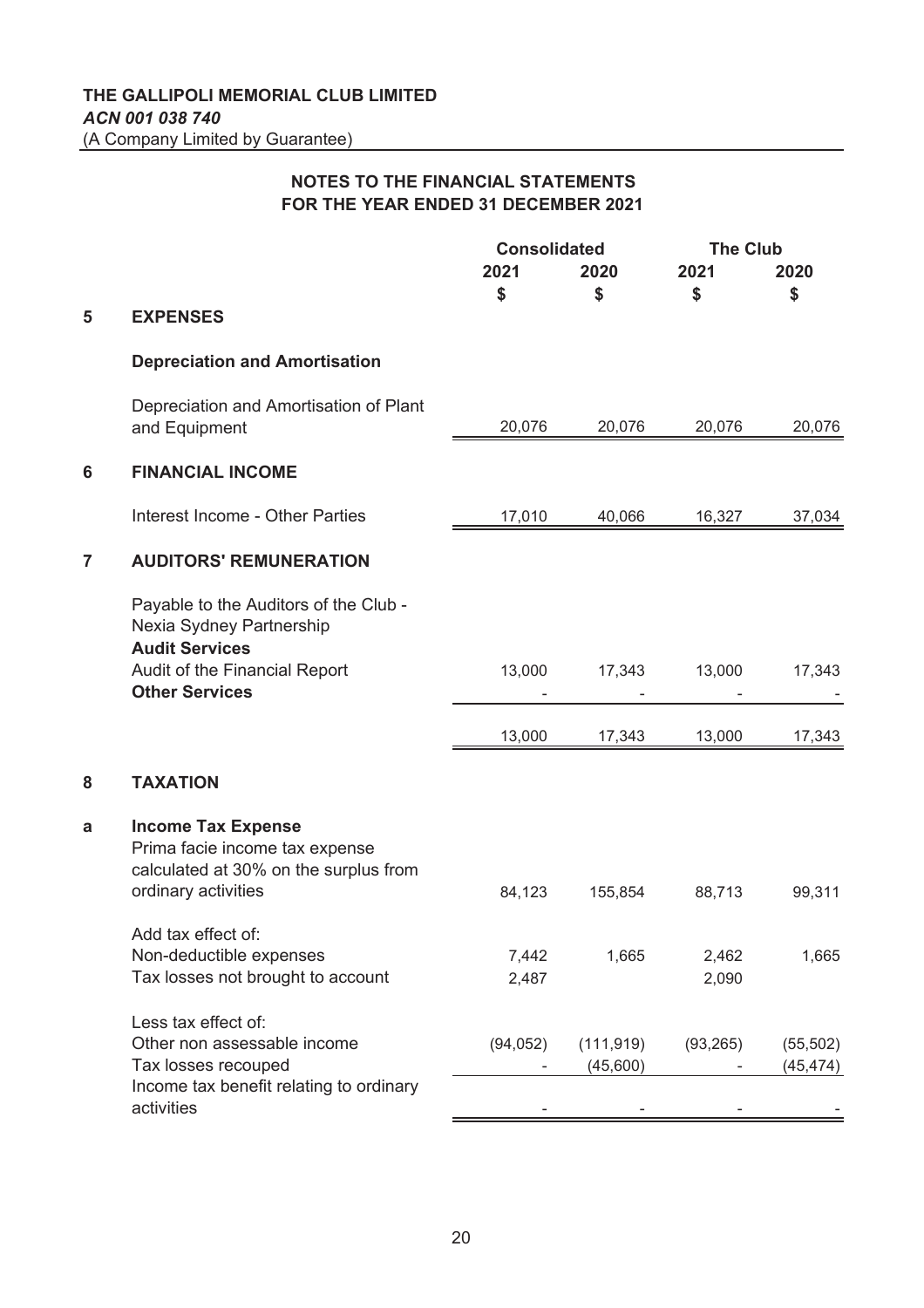**THE GALLIPOLI MEMORIAL CLUB LIMITED**
***ACN 001 038 740***
(A Company Limited by Guarantee)

**NOTES TO THE FINANCIAL STATEMENTS**
**FOR THE YEAR ENDED 31 DECEMBER 2021**

| | | Consolidated | | The Club | |
|---|---|---|---|---|---|
| | | 2021 | 2020 | 2021 | 2020 |
| | | $ | $ | $ | $ |
| **5** | **EXPENSES** | | | | |
| | **Depreciation and Amortisation** | | | | |
| | Depreciation and Amortisation of Plant and Equipment | 20,076 | 20,076 | 20,076 | 20,076 |
| **6** | **FINANCIAL INCOME** | | | | |
| | Interest Income - Other Parties | 17,010 | 40,066 | 16,327 | 37,034 |
| **7** | **AUDITORS' REMUNERATION** | | | | |
| | Payable to the Auditors of the Club - Nexia Sydney Partnership | | | | |
| | **Audit Services** | | | | |
| | Audit of the Financial Report | 13,000 | 17,343 | 13,000 | 17,343 |
| | **Other Services** | - | - | - | - |
| | | 13,000 | 17,343 | 13,000 | 17,343 |
| **8** | **TAXATION** | | | | |
| **a** | **Income Tax Expense** | | | | |
| | Prima facie income tax expense calculated at 30% on the surplus from ordinary activities | 84,123 | 155,854 | 88,713 | 99,311 |
| | Add tax effect of: | | | | |
| | Non-deductible expenses | 7,442 | 1,665 | 2,462 | 1,665 |
| | Tax losses not brought to account | 2,487 | | 2,090 | |
| | Less tax effect of: | | | | |
| | Other non assessable income | (94,052) | (111,919) | (93,265) | (55,502) |
| | Tax losses recouped | - | (45,600) | - | (45,474) |
| | Income tax benefit relating to ordinary activities | - | - | - | - |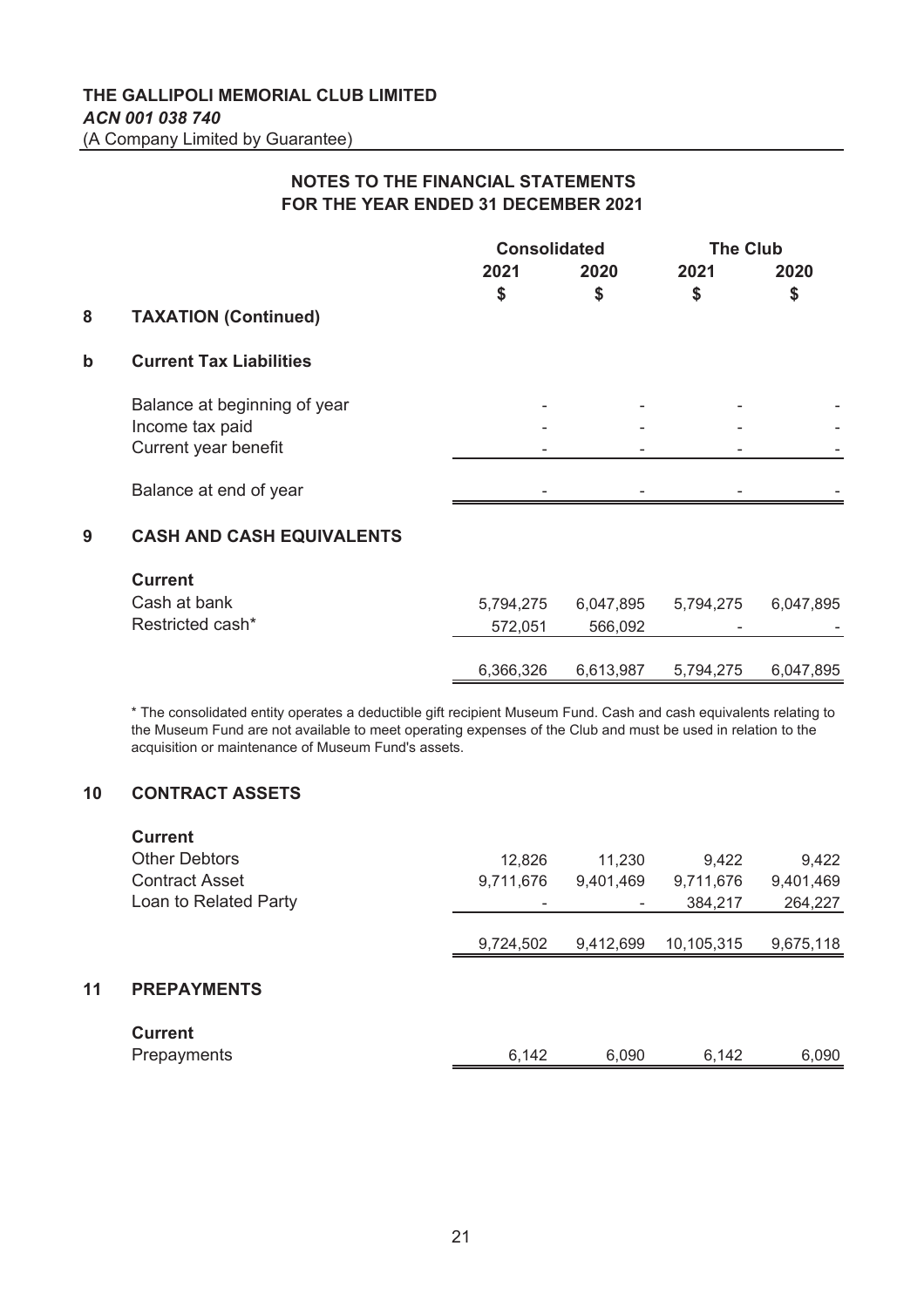**THE GALLIPOLI MEMORIAL CLUB LIMITED**
***ACN 001 038 740***
(A Company Limited by Guarantee)

## NOTES TO THE FINANCIAL STATEMENTS FOR THE YEAR ENDED 31 DECEMBER 2021

| | | Consolidated | | The Club | |
|---|---|---|---|---|---|
| | | 2021 | 2020 | 2021 | 2020 |
| | | $ | $ | $ | $ |
| **8** | **TAXATION (Continued)** | | | | |
| **b** | **Current Tax Liabilities** | | | | |
| | Balance at beginning of year | - | - | - | - |
| | Income tax paid | - | - | - | - |
| | Current year benefit | - | - | - | - |
| | Balance at end of year | - | - | - | - |

### 9 CASH AND CASH EQUIVALENTS

| | Consolidated 2021 $ | Consolidated 2020 $ | The Club 2021 $ | The Club 2020 $ |
|---|---|---|---|---|
| **Current** | | | | |
| Cash at bank | 5,794,275 | 6,047,895 | 5,794,275 | 6,047,895 |
| Restricted cash* | 572,051 | 566,092 | - | - |
| | 6,366,326 | 6,613,987 | 5,794,275 | 6,047,895 |

* The consolidated entity operates a deductible gift recipient Museum Fund. Cash and cash equivalents relating to the Museum Fund are not available to meet operating expenses of the Club and must be used in relation to the acquisition or maintenance of Museum Fund's assets.

### 10 CONTRACT ASSETS

| | Consolidated 2021 $ | Consolidated 2020 $ | The Club 2021 $ | The Club 2020 $ |
|---|---|---|---|---|
| **Current** | | | | |
| Other Debtors | 12,826 | 11,230 | 9,422 | 9,422 |
| Contract Asset | 9,711,676 | 9,401,469 | 9,711,676 | 9,401,469 |
| Loan to Related Party | - | - | 384,217 | 264,227 |
| | 9,724,502 | 9,412,699 | 10,105,315 | 9,675,118 |

### 11 PREPAYMENTS

| | Consolidated 2021 $ | Consolidated 2020 $ | The Club 2021 $ | The Club 2020 $ |
|---|---|---|---|---|
| **Current** | | | | |
| Prepayments | 6,142 | 6,090 | 6,142 | 6,090 |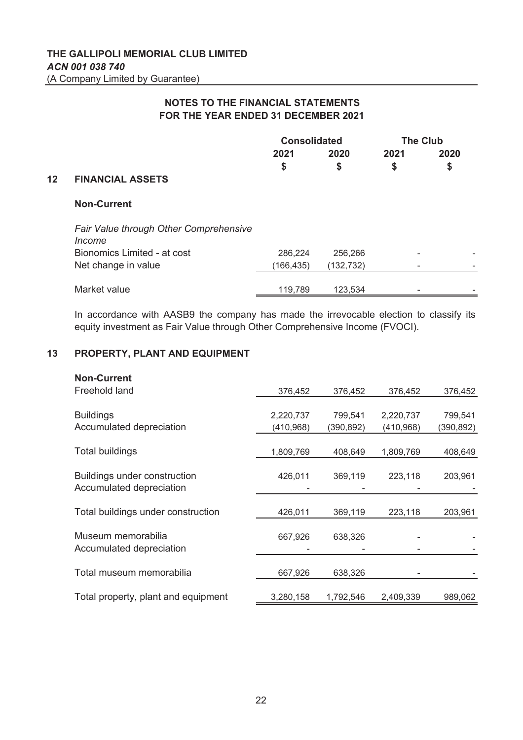**THE GALLIPOLI MEMORIAL CLUB LIMITED**
***ACN 001 038 740***
(A Company Limited by Guarantee)

## NOTES TO THE FINANCIAL STATEMENTS FOR THE YEAR ENDED 31 DECEMBER 2021

| | Consolidated | | The Club | |
|---|---|---|---|---|
| | 2021 | 2020 | 2021 | 2020 |
| | $ | $ | $ | $ |
| **12 FINANCIAL ASSETS** | | | | |
| **Non-Current** | | | | |
| *Fair Value through Other Comprehensive Income* | | | | |
| Bionomics Limited - at cost | 286,224 | 256,266 | - | - |
| Net change in value | (166,435) | (132,732) | - | - |
| Market value | 119,789 | 123,534 | - | - |

In accordance with AASB9 the company has made the irrevocable election to classify its equity investment as Fair Value through Other Comprehensive Income (FVOCI).

### 13 PROPERTY, PLANT AND EQUIPMENT

| | Consolidated | | The Club | |
|---|---|---|---|---|
| | 2021 | 2020 | 2021 | 2020 |
| | $ | $ | $ | $ |
| **Non-Current** | | | | |
| Freehold land | 376,452 | 376,452 | 376,452 | 376,452 |
| Buildings | 2,220,737 | 799,541 | 2,220,737 | 799,541 |
| Accumulated depreciation | (410,968) | (390,892) | (410,968) | (390,892) |
| Total buildings | 1,809,769 | 408,649 | 1,809,769 | 408,649 |
| Buildings under construction | 426,011 | 369,119 | 223,118 | 203,961 |
| Accumulated depreciation | - | - | - | - |
| Total buildings under construction | 426,011 | 369,119 | 223,118 | 203,961 |
| Museum memorabilia | 667,926 | 638,326 | - | - |
| Accumulated depreciation | - | - | - | - |
| Total museum memorabilia | 667,926 | 638,326 | - | - |
| Total property, plant and equipment | 3,280,158 | 1,792,546 | 2,409,339 | 989,062 |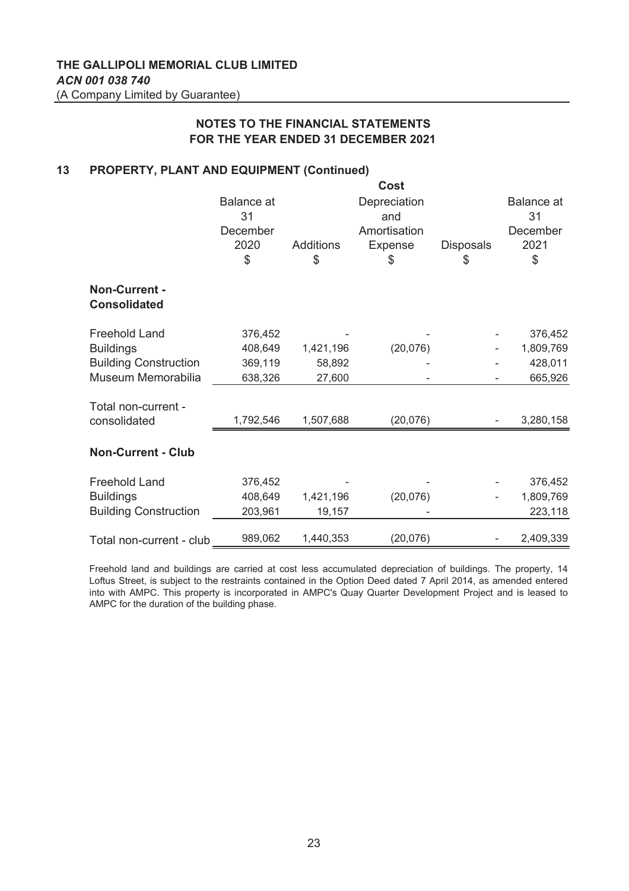**THE GALLIPOLI MEMORIAL CLUB LIMITED**
***ACN 001 038 740***
(A Company Limited by Guarantee)

## NOTES TO THE FINANCIAL STATEMENTS FOR THE YEAR ENDED 31 DECEMBER 2021

### 13 PROPERTY, PLANT AND EQUIPMENT (Continued)

| | Cost | | | | |
|---|---|---|---|---|---|
| | Balance at 31 December 2020 $ | Additions $ | Depreciation and Amortisation Expense $ | Disposals $ | Balance at 31 December 2021 $ |
| **Non-Current - Consolidated** | | | | | |
| Freehold Land | 376,452 | - | - | - | 376,452 |
| Buildings | 408,649 | 1,421,196 | (20,076) | - | 1,809,769 |
| Building Construction | 369,119 | 58,892 | - | - | 428,011 |
| Museum Memorabilia | 638,326 | 27,600 | - | - | 665,926 |
| Total non-current - consolidated | 1,792,546 | 1,507,688 | (20,076) | - | 3,280,158 |
| **Non-Current - Club** | | | | | |
| Freehold Land | 376,452 | - | - | - | 376,452 |
| Buildings | 408,649 | 1,421,196 | (20,076) | - | 1,809,769 |
| Building Construction | 203,961 | 19,157 | - | | 223,118 |
| Total non-current - club | 989,062 | 1,440,353 | (20,076) | - | 2,409,339 |

Freehold land and buildings are carried at cost less accumulated depreciation of buildings. The property, 14 Loftus Street, is subject to the restraints contained in the Option Deed dated 7 April 2014, as amended entered into with AMPC. This property is incorporated in AMPC's Quay Quarter Development Project and is leased to AMPC for the duration of the building phase.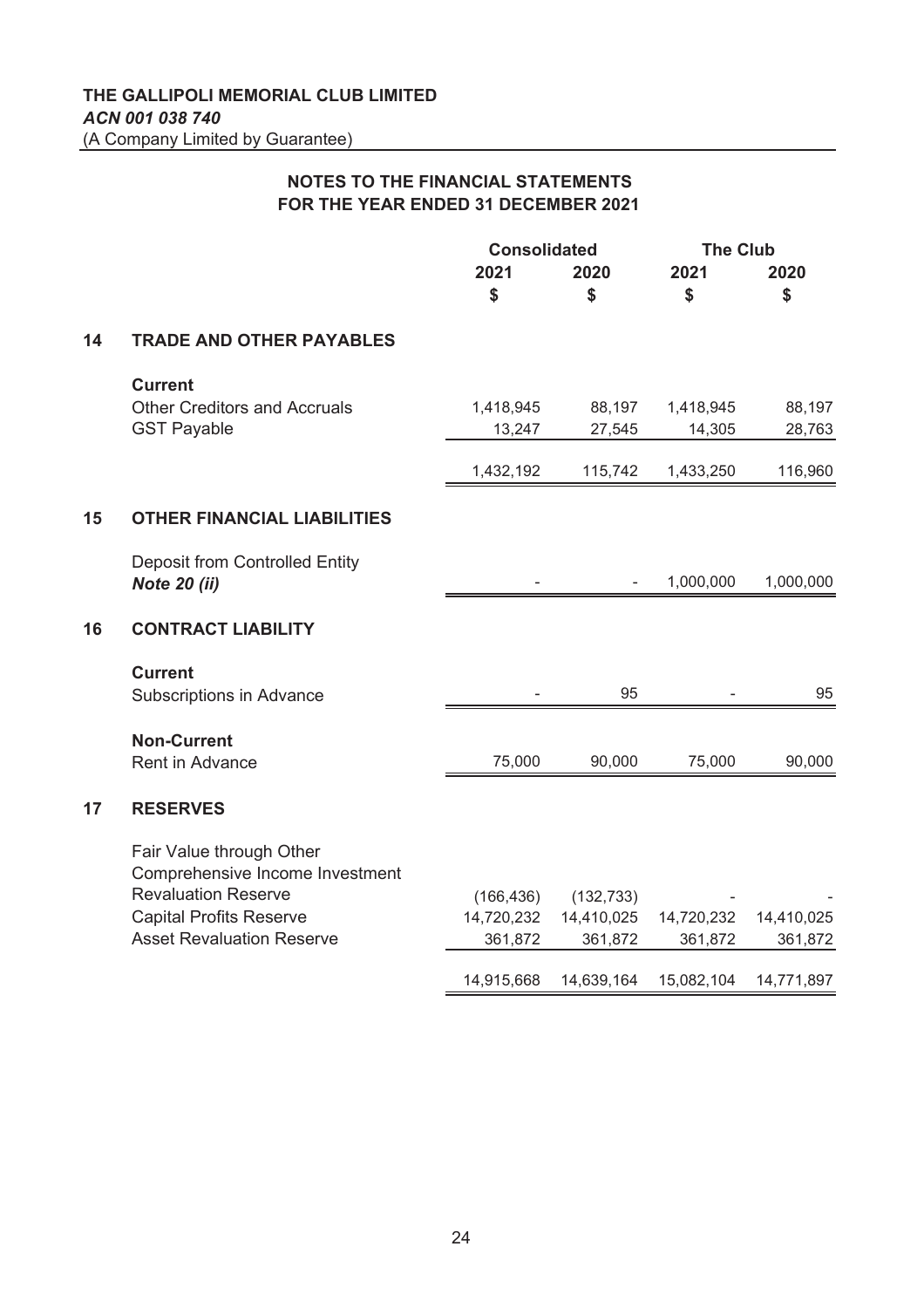**THE GALLIPOLI MEMORIAL CLUB LIMITED**
***ACN 001 038 740***
(A Company Limited by Guarantee)

## NOTES TO THE FINANCIAL STATEMENTS FOR THE YEAR ENDED 31 DECEMBER 2021

| | | Consolidated | | The Club | |
|---|---|---|---|---|---|
| | | 2021 | 2020 | 2021 | 2020 |
| | | $ | $ | $ | $ |
| **14** | **TRADE AND OTHER PAYABLES** | | | | |
| | **Current** | | | | |
| | Other Creditors and Accruals | 1,418,945 | 88,197 | 1,418,945 | 88,197 |
| | GST Payable | 13,247 | 27,545 | 14,305 | 28,763 |
| | | 1,432,192 | 115,742 | 1,433,250 | 116,960 |
| **15** | **OTHER FINANCIAL LIABILITIES** | | | | |
| | Deposit from Controlled Entity *Note 20 (ii)* | - | - | 1,000,000 | 1,000,000 |
| **16** | **CONTRACT LIABILITY** | | | | |
| | **Current** | | | | |
| | Subscriptions in Advance | - | 95 | - | 95 |
| | **Non-Current** | | | | |
| | Rent in Advance | 75,000 | 90,000 | 75,000 | 90,000 |
| **17** | **RESERVES** | | | | |
| | Fair Value through Other Comprehensive Income Investment Revaluation Reserve | (166,436) | (132,733) | - | - |
| | Capital Profits Reserve | 14,720,232 | 14,410,025 | 14,720,232 | 14,410,025 |
| | Asset Revaluation Reserve | 361,872 | 361,872 | 361,872 | 361,872 |
| | | 14,915,668 | 14,639,164 | 15,082,104 | 14,771,897 |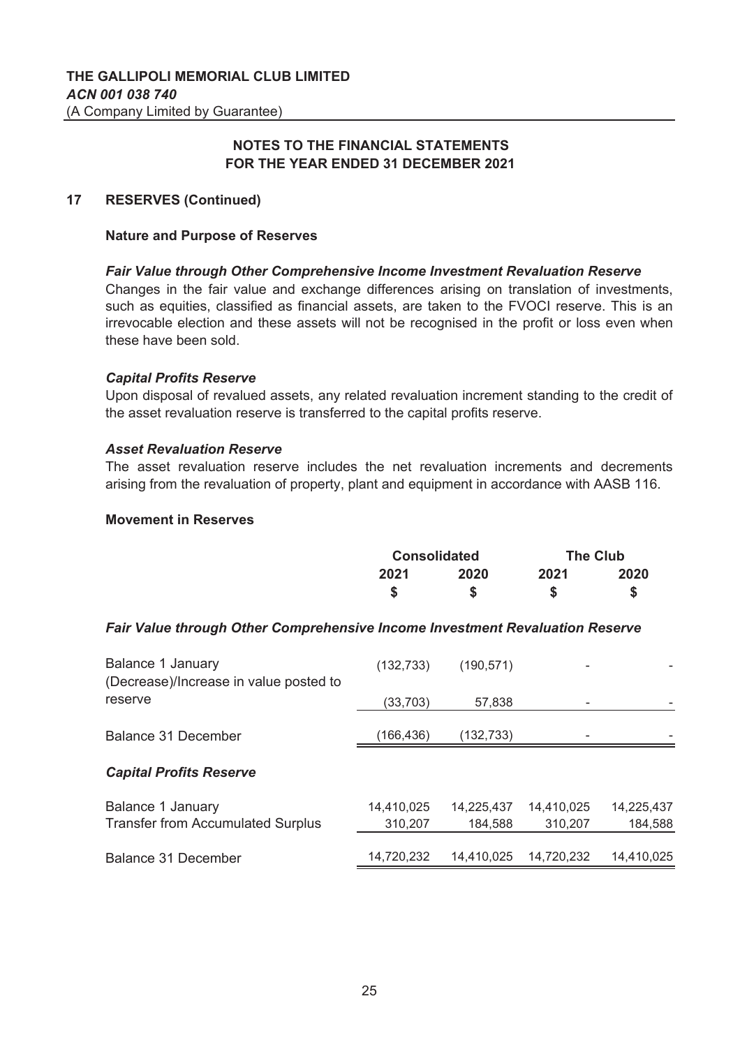**THE GALLIPOLI MEMORIAL CLUB LIMITED**
***ACN 001 038 740***
(A Company Limited by Guarantee)

**NOTES TO THE FINANCIAL STATEMENTS**
**FOR THE YEAR ENDED 31 DECEMBER 2021**

## 17 RESERVES (Continued)

### Nature and Purpose of Reserves

***Fair Value through Other Comprehensive Income Investment Revaluation Reserve***

Changes in the fair value and exchange differences arising on translation of investments, such as equities, classified as financial assets, are taken to the FVOCI reserve. This is an irrevocable election and these assets will not be recognised in the profit or loss even when these have been sold.

***Capital Profits Reserve***

Upon disposal of revalued assets, any related revaluation increment standing to the credit of the asset revaluation reserve is transferred to the capital profits reserve.

***Asset Revaluation Reserve***

The asset revaluation reserve includes the net revaluation increments and decrements arising from the revaluation of property, plant and equipment in accordance with AASB 116.

### Movement in Reserves

| | Consolidated | | The Club | |
|---|---|---|---|---|
| | 2021 | 2020 | 2021 | 2020 |
| | $ | $ | $ | $ |
| ***Fair Value through Other Comprehensive Income Investment Revaluation Reserve*** | | | | |
| Balance 1 January | (132,733) | (190,571) | - | - |
| (Decrease)/Increase in value posted to reserve | (33,703) | 57,838 | - | - |
| Balance 31 December | (166,436) | (132,733) | - | - |
| ***Capital Profits Reserve*** | | | | |
| Balance 1 January | 14,410,025 | 14,225,437 | 14,410,025 | 14,225,437 |
| Transfer from Accumulated Surplus | 310,207 | 184,588 | 310,207 | 184,588 |
| Balance 31 December | 14,720,232 | 14,410,025 | 14,720,232 | 14,410,025 |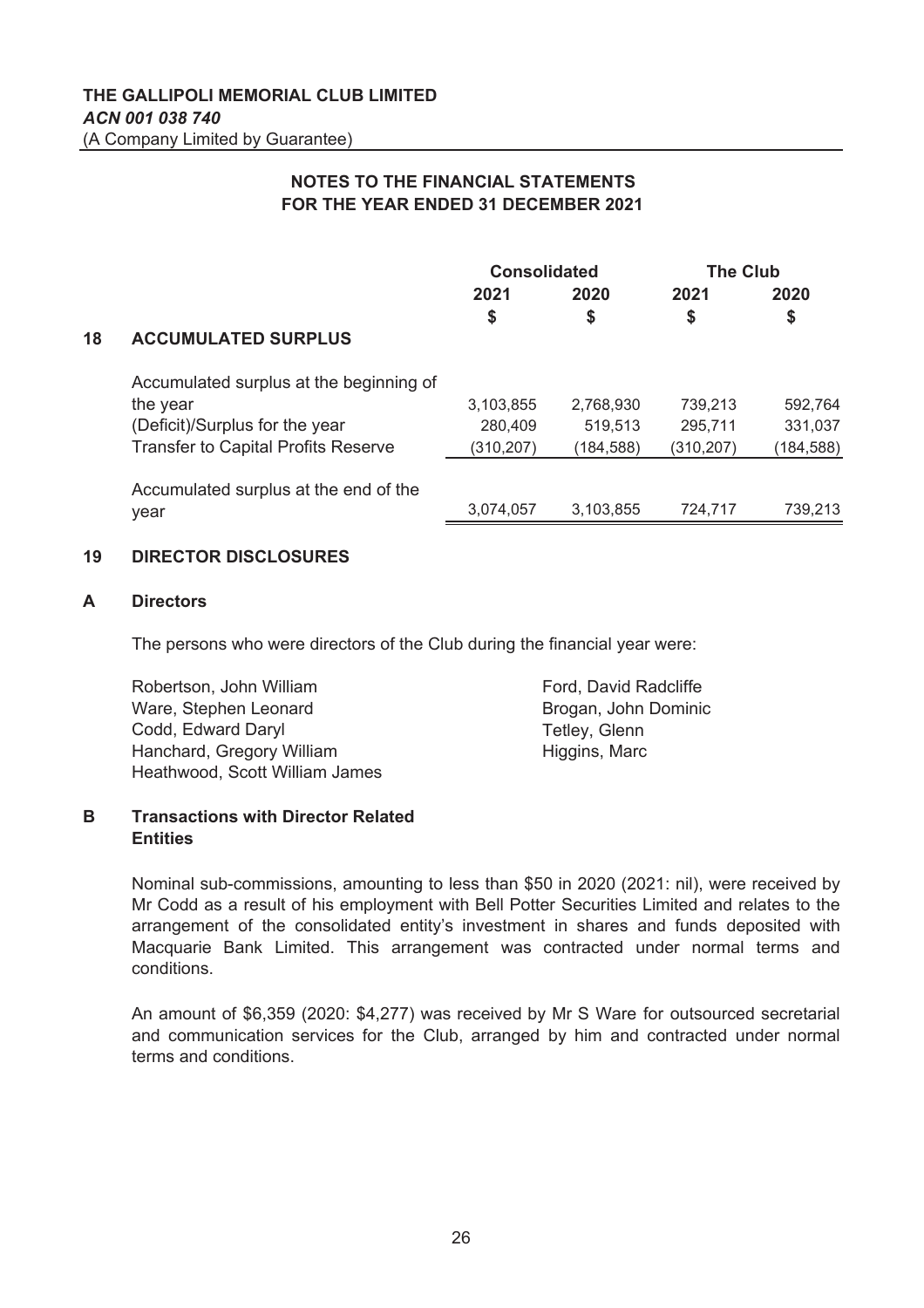**THE GALLIPOLI MEMORIAL CLUB LIMITED**
***ACN 001 038 740***
(A Company Limited by Guarantee)

**NOTES TO THE FINANCIAL STATEMENTS**
**FOR THE YEAR ENDED 31 DECEMBER 2021**

## 18 ACCUMULATED SURPLUS

| | Consolidated | | The Club | |
|---|---|---|---|---|
| | 2021 | 2020 | 2021 | 2020 |
| | $ | $ | $ | $ |
| Accumulated surplus at the beginning of the year | 3,103,855 | 2,768,930 | 739,213 | 592,764 |
| (Deficit)/Surplus for the year | 280,409 | 519,513 | 295,711 | 331,037 |
| Transfer to Capital Profits Reserve | (310,207) | (184,588) | (310,207) | (184,588) |
| Accumulated surplus at the end of the year | 3,074,057 | 3,103,855 | 724,717 | 739,213 |

## 19 DIRECTOR DISCLOSURES

### A Directors

The persons who were directors of the Club during the financial year were:

- Robertson, John William
- Ware, Stephen Leonard
- Codd, Edward Daryl
- Hanchard, Gregory William
- Heathwood, Scott William James
- Ford, David Radcliffe
- Brogan, John Dominic
- Tetley, Glenn
- Higgins, Marc

### B Transactions with Director Related Entities

Nominal sub-commissions, amounting to less than $50 in 2020 (2021: nil), were received by Mr Codd as a result of his employment with Bell Potter Securities Limited and relates to the arrangement of the consolidated entity's investment in shares and funds deposited with Macquarie Bank Limited. This arrangement was contracted under normal terms and conditions.

An amount of $6,359 (2020: $4,277) was received by Mr S Ware for outsourced secretarial and communication services for the Club, arranged by him and contracted under normal terms and conditions.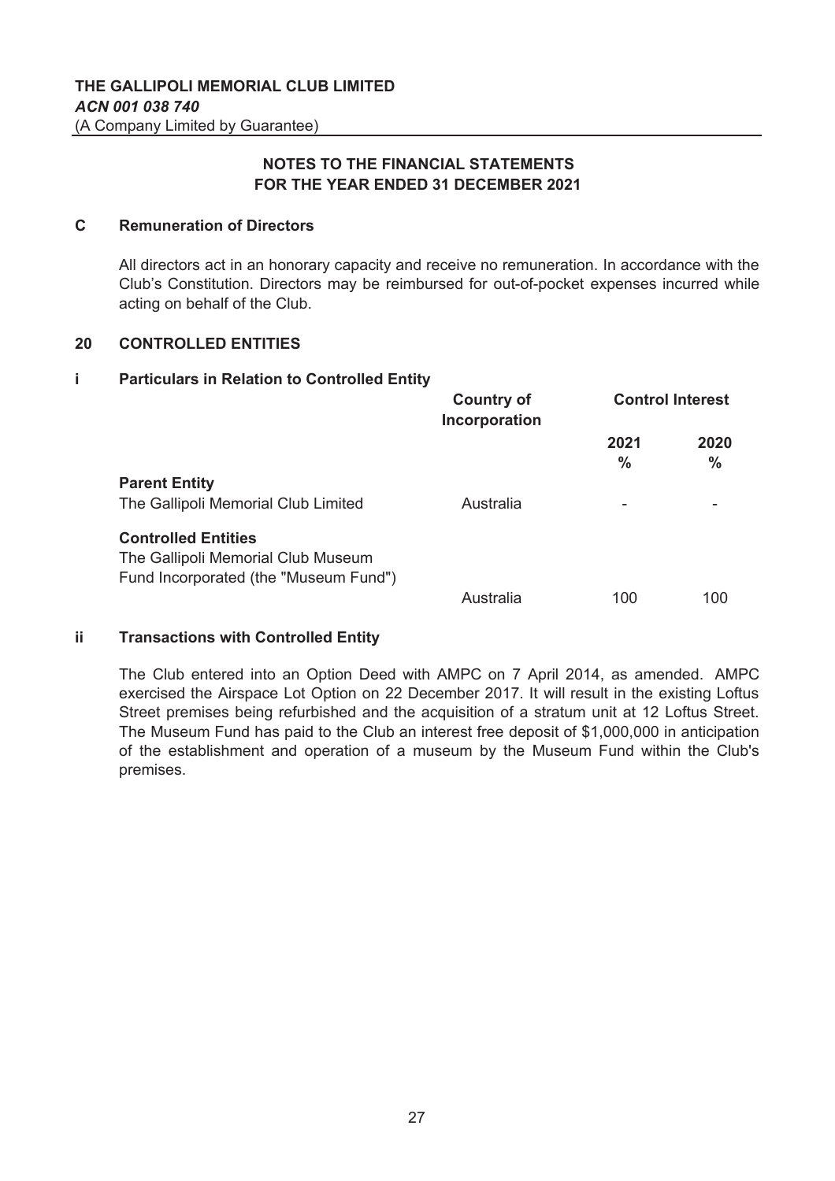## NOTES TO THE FINANCIAL STATEMENTS FOR THE YEAR ENDED 31 DECEMBER 2021

### C Remuneration of Directors

All directors act in an honorary capacity and receive no remuneration. In accordance with the Club's Constitution. Directors may be reimbursed for out-of-pocket expenses incurred while acting on behalf of the Club.

### 20 CONTROLLED ENTITIES

#### i Particulars in Relation to Controlled Entity

| | Country of Incorporation | Control Interest | |
|---|---|---|---|
| | | 2021 % | 2020 % |
| **Parent Entity** | | | |
| The Gallipoli Memorial Club Limited | Australia | - | - |
| **Controlled Entities** | | | |
| The Gallipoli Memorial Club Museum Fund Incorporated (the "Museum Fund") | Australia | 100 | 100 |

#### ii Transactions with Controlled Entity

The Club entered into an Option Deed with AMPC on 7 April 2014, as amended. AMPC exercised the Airspace Lot Option on 22 December 2017. It will result in the existing Loftus Street premises being refurbished and the acquisition of a stratum unit at 12 Loftus Street. The Museum Fund has paid to the Club an interest free deposit of $1,000,000 in anticipation of the establishment and operation of a museum by the Museum Fund within the Club's premises.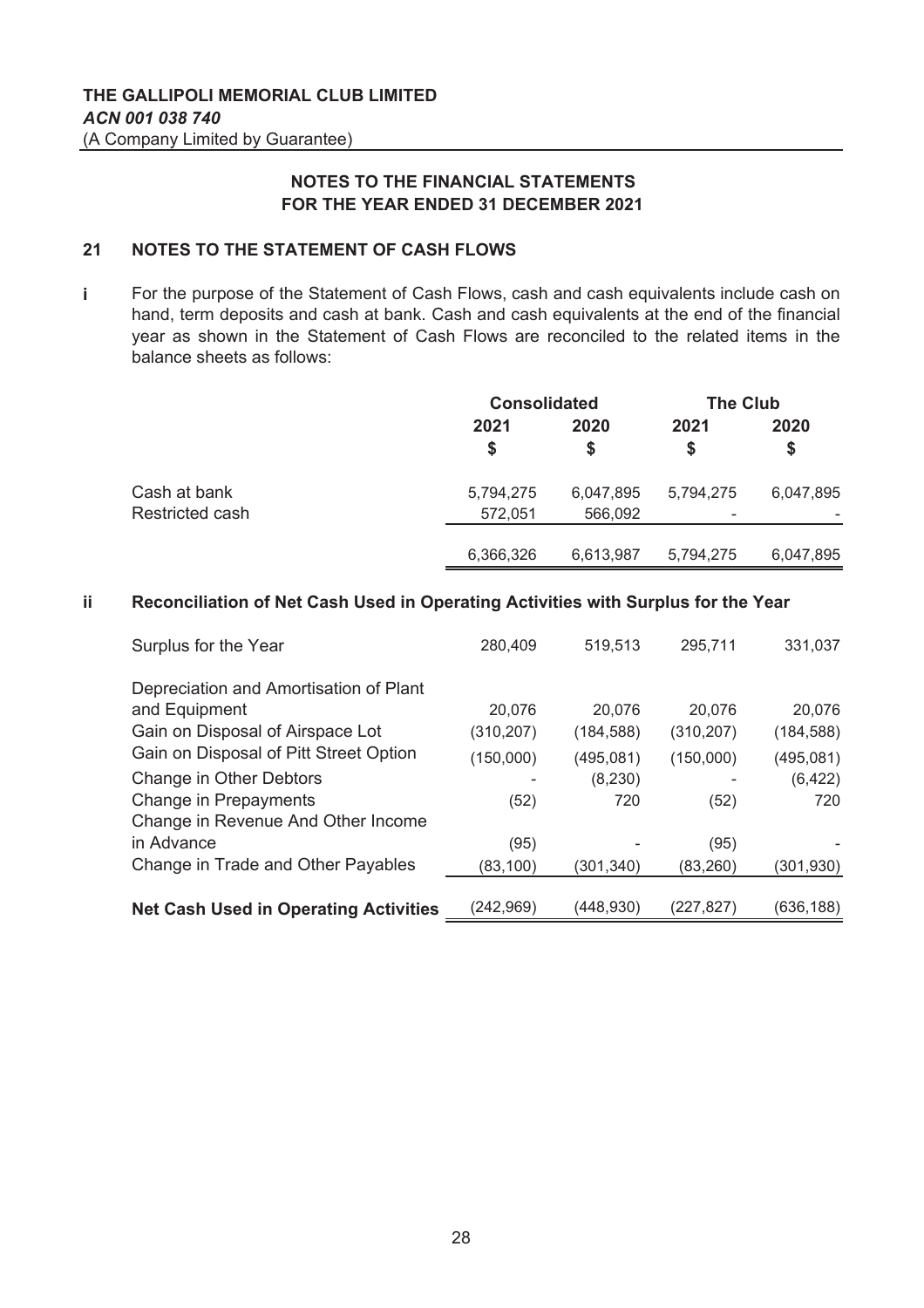**THE GALLIPOLI MEMORIAL CLUB LIMITED**
***ACN 001 038 740***
(A Company Limited by Guarantee)

## NOTES TO THE FINANCIAL STATEMENTS FOR THE YEAR ENDED 31 DECEMBER 2021

### 21 NOTES TO THE STATEMENT OF CASH FLOWS

**i** For the purpose of the Statement of Cash Flows, cash and cash equivalents include cash on hand, term deposits and cash at bank. Cash and cash equivalents at the end of the financial year as shown in the Statement of Cash Flows are reconciled to the related items in the balance sheets as follows:

| | Consolidated | | The Club | |
|---|---|---|---|---|
| | 2021 $ | 2020 $ | 2021 $ | 2020 $ |
| Cash at bank | 5,794,275 | 6,047,895 | 5,794,275 | 6,047,895 |
| Restricted cash | 572,051 | 566,092 | - | - |
| | 6,366,326 | 6,613,987 | 5,794,275 | 6,047,895 |

**ii** **Reconciliation of Net Cash Used in Operating Activities with Surplus for the Year**

| | Consolidated 2021 $ | Consolidated 2020 $ | The Club 2021 $ | The Club 2020 $ |
|---|---|---|---|---|
| Surplus for the Year | 280,409 | 519,513 | 295,711 | 331,037 |
| Depreciation and Amortisation of Plant and Equipment | 20,076 | 20,076 | 20,076 | 20,076 |
| Gain on Disposal of Airspace Lot | (310,207) | (184,588) | (310,207) | (184,588) |
| Gain on Disposal of Pitt Street Option | (150,000) | (495,081) | (150,000) | (495,081) |
| Change in Other Debtors | - | (8,230) | - | (6,422) |
| Change in Prepayments | (52) | 720 | (52) | 720 |
| Change in Revenue And Other Income in Advance | (95) | - | (95) | - |
| Change in Trade and Other Payables | (83,100) | (301,340) | (83,260) | (301,930) |
| **Net Cash Used in Operating Activities** | (242,969) | (448,930) | (227,827) | (636,188) |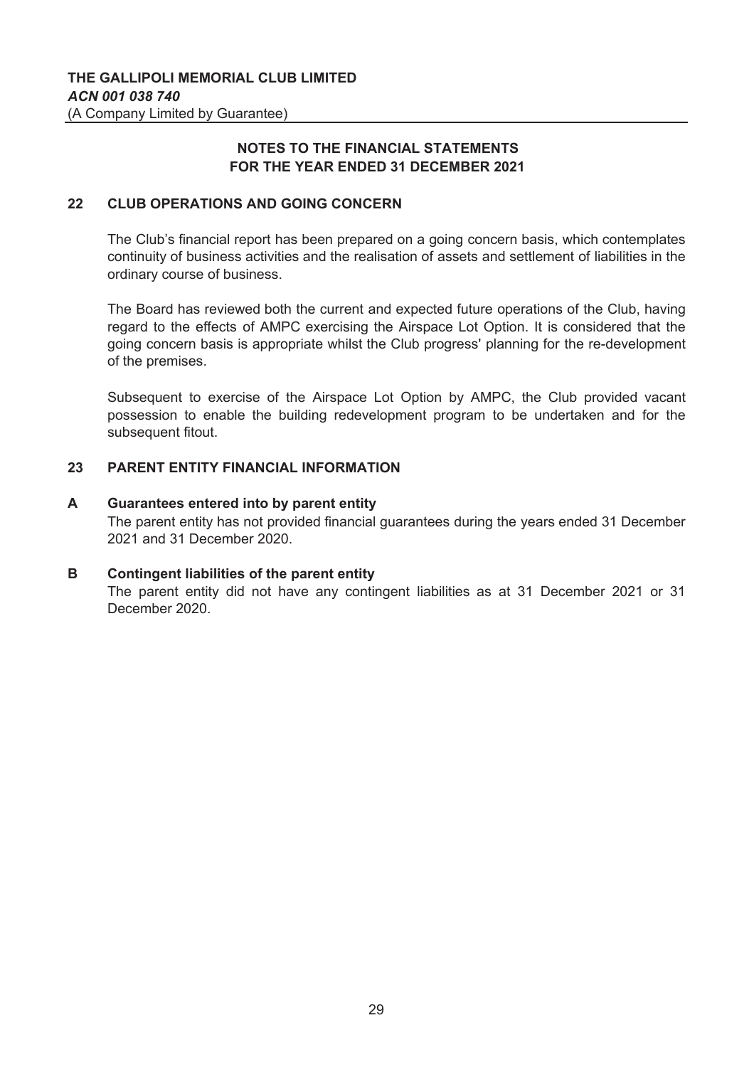**THE GALLIPOLI MEMORIAL CLUB LIMITED**
***ACN 001 038 740***
(A Company Limited by Guarantee)

## NOTES TO THE FINANCIAL STATEMENTS FOR THE YEAR ENDED 31 DECEMBER 2021

### 22 CLUB OPERATIONS AND GOING CONCERN

The Club's financial report has been prepared on a going concern basis, which contemplates continuity of business activities and the realisation of assets and settlement of liabilities in the ordinary course of business.

The Board has reviewed both the current and expected future operations of the Club, having regard to the effects of AMPC exercising the Airspace Lot Option. It is considered that the going concern basis is appropriate whilst the Club progress' planning for the re-development of the premises.

Subsequent to exercise of the Airspace Lot Option by AMPC, the Club provided vacant possession to enable the building redevelopment program to be undertaken and for the subsequent fitout.

### 23 PARENT ENTITY FINANCIAL INFORMATION

**A Guarantees entered into by parent entity**

The parent entity has not provided financial guarantees during the years ended 31 December 2021 and 31 December 2020.

**B Contingent liabilities of the parent entity**

The parent entity did not have any contingent liabilities as at 31 December 2021 or 31 December 2020.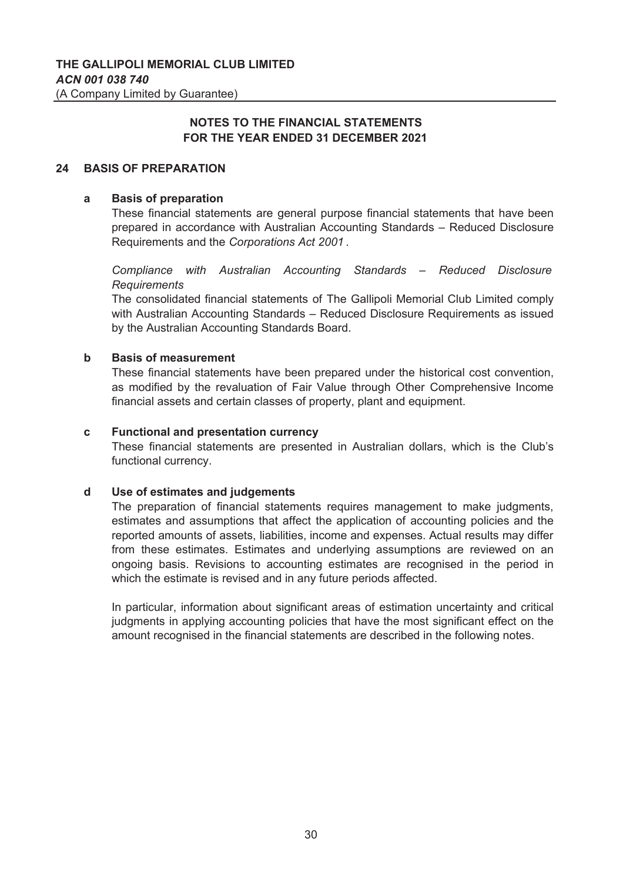**THE GALLIPOLI MEMORIAL CLUB LIMITED**
***ACN 001 038 740***
(A Company Limited by Guarantee)

**NOTES TO THE FINANCIAL STATEMENTS**
**FOR THE YEAR ENDED 31 DECEMBER 2021**

## 24 BASIS OF PREPARATION

### a Basis of preparation

These financial statements are general purpose financial statements that have been prepared in accordance with Australian Accounting Standards – Reduced Disclosure Requirements and the *Corporations Act 2001* .

*Compliance with Australian Accounting Standards – Reduced Disclosure Requirements*

The consolidated financial statements of The Gallipoli Memorial Club Limited comply with Australian Accounting Standards – Reduced Disclosure Requirements as issued by the Australian Accounting Standards Board.

### b Basis of measurement

These financial statements have been prepared under the historical cost convention, as modified by the revaluation of Fair Value through Other Comprehensive Income financial assets and certain classes of property, plant and equipment.

### c Functional and presentation currency

These financial statements are presented in Australian dollars, which is the Club's functional currency.

### d Use of estimates and judgements

The preparation of financial statements requires management to make judgments, estimates and assumptions that affect the application of accounting policies and the reported amounts of assets, liabilities, income and expenses. Actual results may differ from these estimates. Estimates and underlying assumptions are reviewed on an ongoing basis. Revisions to accounting estimates are recognised in the period in which the estimate is revised and in any future periods affected.

In particular, information about significant areas of estimation uncertainty and critical judgments in applying accounting policies that have the most significant effect on the amount recognised in the financial statements are described in the following notes.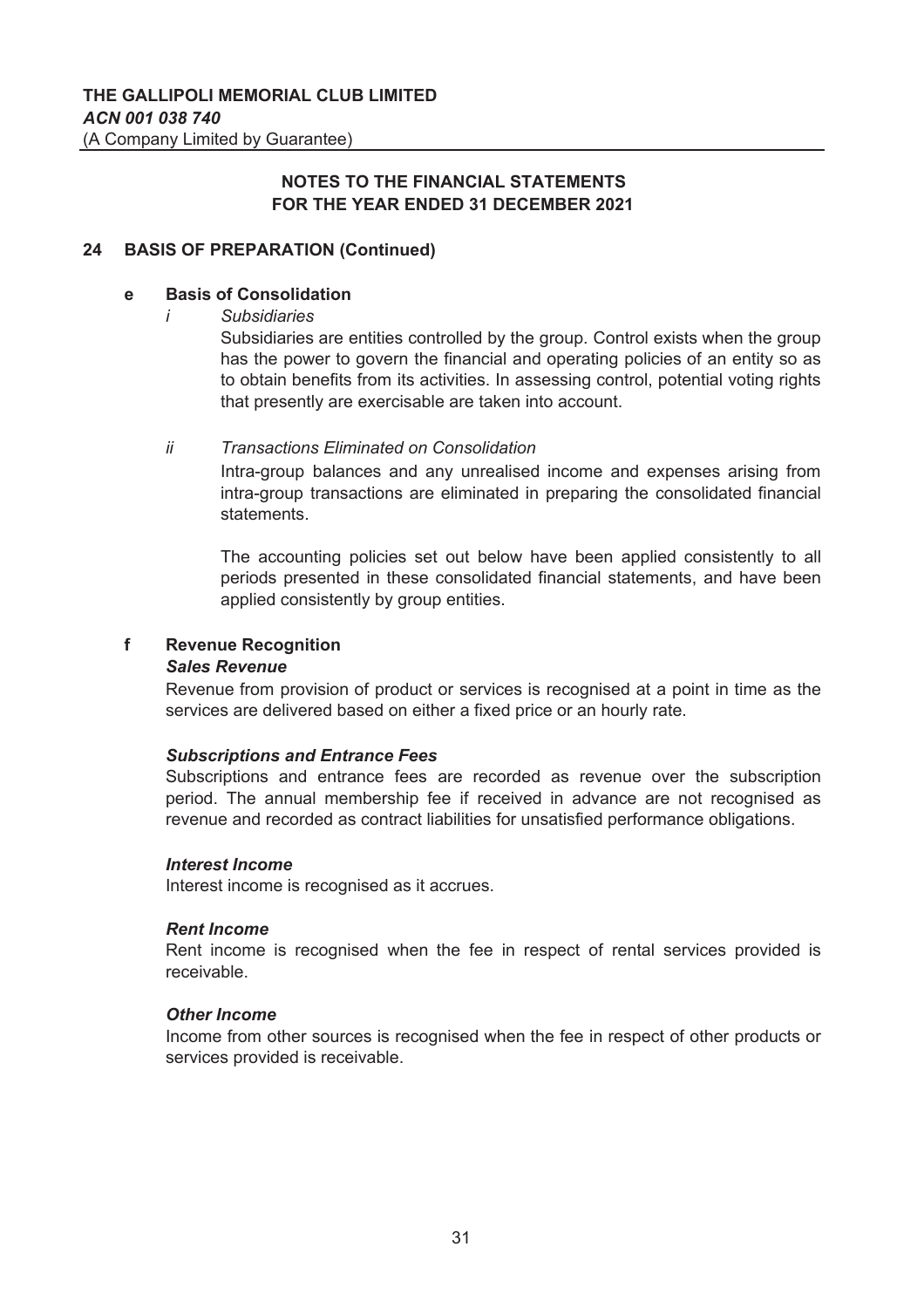**THE GALLIPOLI MEMORIAL CLUB LIMITED**
***ACN 001 038 740***
(A Company Limited by Guarantee)

**NOTES TO THE FINANCIAL STATEMENTS**
**FOR THE YEAR ENDED 31 DECEMBER 2021**

## 24 BASIS OF PREPARATION (Continued)

### e Basis of Consolidation

*i Subsidiaries*

Subsidiaries are entities controlled by the group. Control exists when the group has the power to govern the financial and operating policies of an entity so as to obtain benefits from its activities. In assessing control, potential voting rights that presently are exercisable are taken into account.

*ii Transactions Eliminated on Consolidation*

Intra-group balances and any unrealised income and expenses arising from intra-group transactions are eliminated in preparing the consolidated financial statements.

The accounting policies set out below have been applied consistently to all periods presented in these consolidated financial statements, and have been applied consistently by group entities.

### f Revenue Recognition

***Sales Revenue***

Revenue from provision of product or services is recognised at a point in time as the services are delivered based on either a fixed price or an hourly rate.

***Subscriptions and Entrance Fees***

Subscriptions and entrance fees are recorded as revenue over the subscription period. The annual membership fee if received in advance are not recognised as revenue and recorded as contract liabilities for unsatisfied performance obligations.

***Interest Income***

Interest income is recognised as it accrues.

***Rent Income***

Rent income is recognised when the fee in respect of rental services provided is receivable.

***Other Income***

Income from other sources is recognised when the fee in respect of other products or services provided is receivable.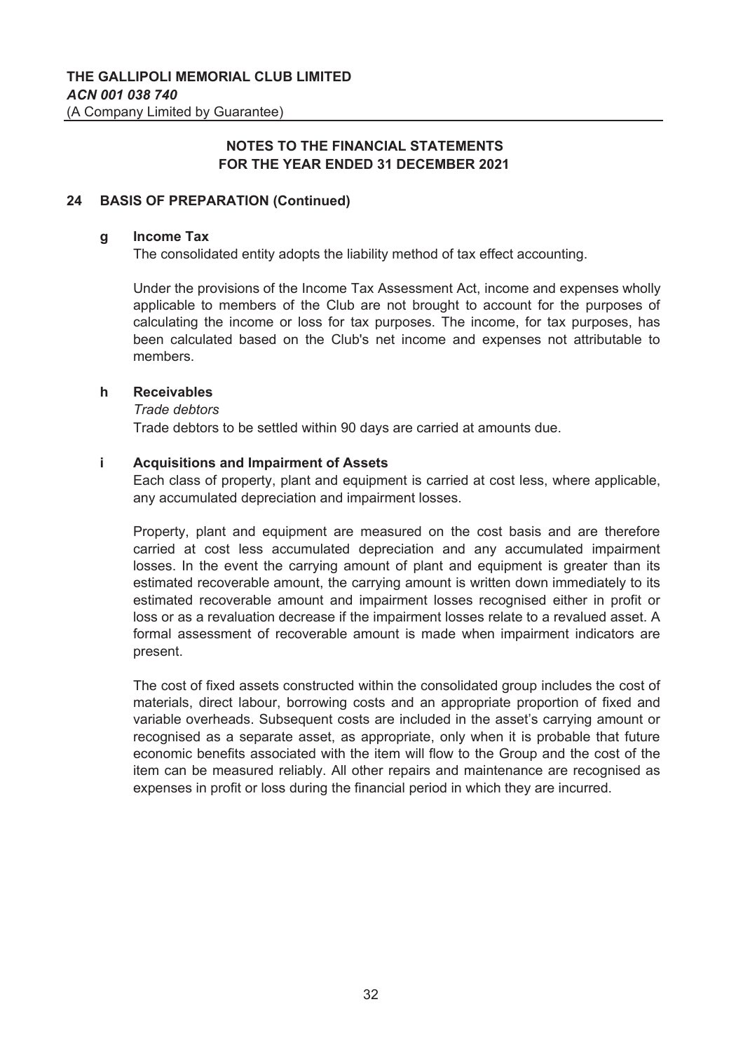**THE GALLIPOLI MEMORIAL CLUB LIMITED**
***ACN 001 038 740***
(A Company Limited by Guarantee)

## NOTES TO THE FINANCIAL STATEMENTS FOR THE YEAR ENDED 31 DECEMBER 2021

## 24 BASIS OF PREPARATION (Continued)

### g Income Tax

The consolidated entity adopts the liability method of tax effect accounting.

Under the provisions of the Income Tax Assessment Act, income and expenses wholly applicable to members of the Club are not brought to account for the purposes of calculating the income or loss for tax purposes. The income, for tax purposes, has been calculated based on the Club's net income and expenses not attributable to members.

### h Receivables

*Trade debtors*

Trade debtors to be settled within 90 days are carried at amounts due.

### i Acquisitions and Impairment of Assets

Each class of property, plant and equipment is carried at cost less, where applicable, any accumulated depreciation and impairment losses.

Property, plant and equipment are measured on the cost basis and are therefore carried at cost less accumulated depreciation and any accumulated impairment losses. In the event the carrying amount of plant and equipment is greater than its estimated recoverable amount, the carrying amount is written down immediately to its estimated recoverable amount and impairment losses recognised either in profit or loss or as a revaluation decrease if the impairment losses relate to a revalued asset. A formal assessment of recoverable amount is made when impairment indicators are present.

The cost of fixed assets constructed within the consolidated group includes the cost of materials, direct labour, borrowing costs and an appropriate proportion of fixed and variable overheads. Subsequent costs are included in the asset's carrying amount or recognised as a separate asset, as appropriate, only when it is probable that future economic benefits associated with the item will flow to the Group and the cost of the item can be measured reliably. All other repairs and maintenance are recognised as expenses in profit or loss during the financial period in which they are incurred.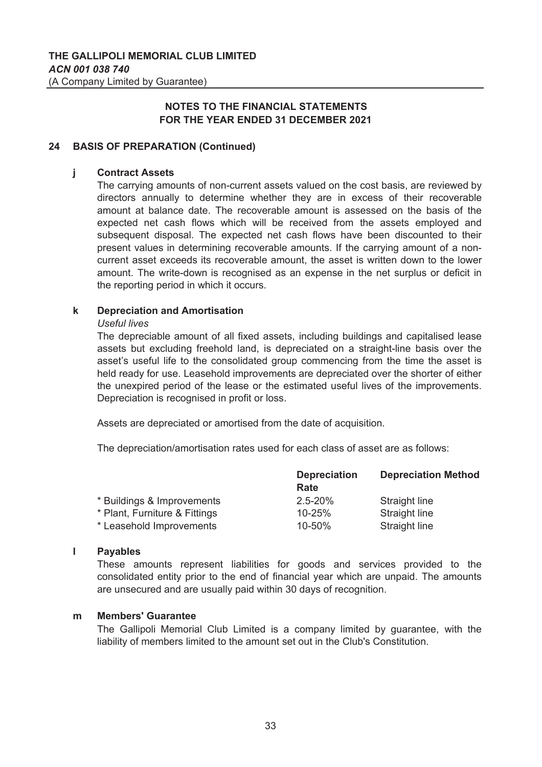**THE GALLIPOLI MEMORIAL CLUB LIMITED**
***ACN 001 038 740***
(A Company Limited by Guarantee)

**NOTES TO THE FINANCIAL STATEMENTS**
**FOR THE YEAR ENDED 31 DECEMBER 2021**

## 24 BASIS OF PREPARATION (Continued)

### j Contract Assets

The carrying amounts of non-current assets valued on the cost basis, are reviewed by directors annually to determine whether they are in excess of their recoverable amount at balance date. The recoverable amount is assessed on the basis of the expected net cash flows which will be received from the assets employed and subsequent disposal. The expected net cash flows have been discounted to their present values in determining recoverable amounts. If the carrying amount of a non-current asset exceeds its recoverable amount, the asset is written down to the lower amount. The write-down is recognised as an expense in the net surplus or deficit in the reporting period in which it occurs.

### k Depreciation and Amortisation

*Useful lives*

The depreciable amount of all fixed assets, including buildings and capitalised lease assets but excluding freehold land, is depreciated on a straight-line basis over the asset's useful life to the consolidated group commencing from the time the asset is held ready for use. Leasehold improvements are depreciated over the shorter of either the unexpired period of the lease or the estimated useful lives of the improvements. Depreciation is recognised in profit or loss.

Assets are depreciated or amortised from the date of acquisition.

The depreciation/amortisation rates used for each class of asset are as follows:

| | Depreciation Rate | Depreciation Method |
|---|---|---|
| * Buildings & Improvements | 2.5-20% | Straight line |
| * Plant, Furniture & Fittings | 10-25% | Straight line |
| * Leasehold Improvements | 10-50% | Straight line |

### l Payables

These amounts represent liabilities for goods and services provided to the consolidated entity prior to the end of financial year which are unpaid. The amounts are unsecured and are usually paid within 30 days of recognition.

### m Members' Guarantee

The Gallipoli Memorial Club Limited is a company limited by guarantee, with the liability of members limited to the amount set out in the Club's Constitution.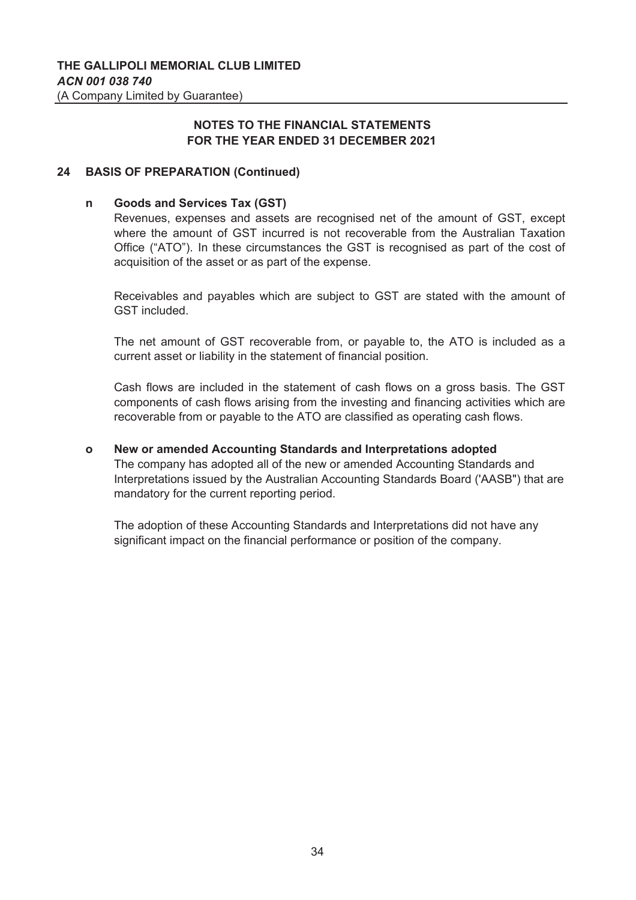**THE GALLIPOLI MEMORIAL CLUB LIMITED**
***ACN 001 038 740***
(A Company Limited by Guarantee)

**NOTES TO THE FINANCIAL STATEMENTS**
**FOR THE YEAR ENDED 31 DECEMBER 2021**

## 24 BASIS OF PREPARATION (Continued)

### n Goods and Services Tax (GST)

Revenues, expenses and assets are recognised net of the amount of GST, except where the amount of GST incurred is not recoverable from the Australian Taxation Office ("ATO"). In these circumstances the GST is recognised as part of the cost of acquisition of the asset or as part of the expense.

Receivables and payables which are subject to GST are stated with the amount of GST included.

The net amount of GST recoverable from, or payable to, the ATO is included as a current asset or liability in the statement of financial position.

Cash flows are included in the statement of cash flows on a gross basis. The GST components of cash flows arising from the investing and financing activities which are recoverable from or payable to the ATO are classified as operating cash flows.

### o New or amended Accounting Standards and Interpretations adopted

The company has adopted all of the new or amended Accounting Standards and Interpretations issued by the Australian Accounting Standards Board ('AASB") that are mandatory for the current reporting period.

The adoption of these Accounting Standards and Interpretations did not have any significant impact on the financial performance or position of the company.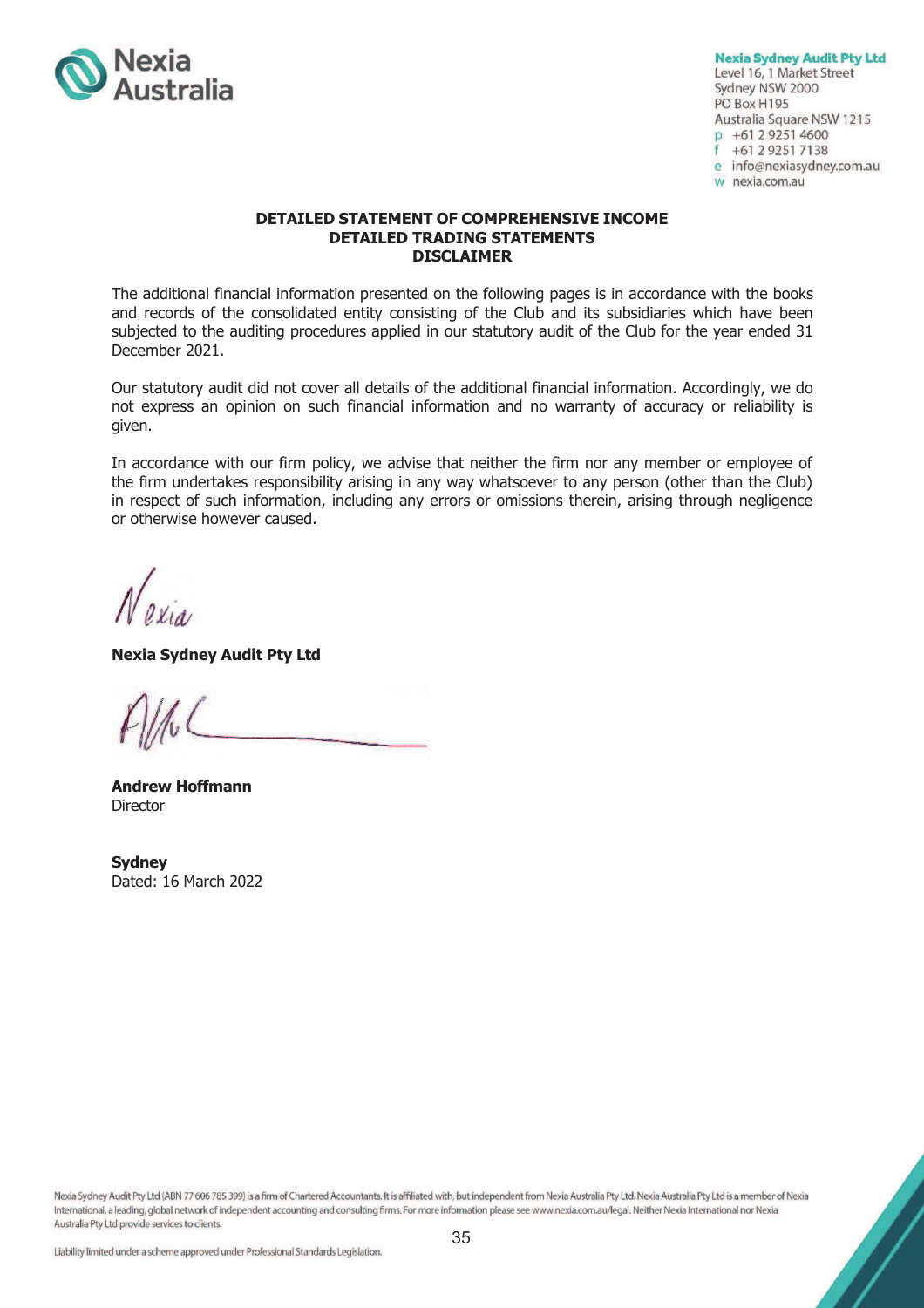**Nexia Sydney Audit Pty Ltd**
Level 16, 1 Market Street
Sydney NSW 2000
PO Box H195
Australia Square NSW 1215
p +61 2 9251 4600
f +61 2 9251 7138
e info@nexiasydney.com.au
w nexia.com.au

**DETAILED STATEMENT OF COMPREHENSIVE INCOME**
**DETAILED TRADING STATEMENTS**
**DISCLAIMER**

The additional financial information presented on the following pages is in accordance with the books and records of the consolidated entity consisting of the Club and its subsidiaries which have been subjected to the auditing procedures applied in our statutory audit of the Club for the year ended 31 December 2021.

Our statutory audit did not cover all details of the additional financial information. Accordingly, we do not express an opinion on such financial information and no warranty of accuracy or reliability is given.

In accordance with our firm policy, we advise that neither the firm nor any member or employee of the firm undertakes responsibility arising in any way whatsoever to any person (other than the Club) in respect of such information, including any errors or omissions therein, arising through negligence or otherwise however caused.

*Nexia*

**Nexia Sydney Audit Pty Ltd**

**Andrew Hoffmann**
Director

**Sydney**
Dated: 16 March 2022

Nexia Sydney Audit Pty Ltd (ABN 77 606 785 399) is a firm of Chartered Accountants. It is affiliated with, but independent from Nexia Australia Pty Ltd. Nexia Australia Pty Ltd is a member of Nexia International, a leading, global network of independent accounting and consulting firms. For more information please see www.nexia.com.au/legal. Neither Nexia International nor Nexia Australia Pty Ltd provide services to clients.

Liability limited under a scheme approved under Professional Standards Legislation.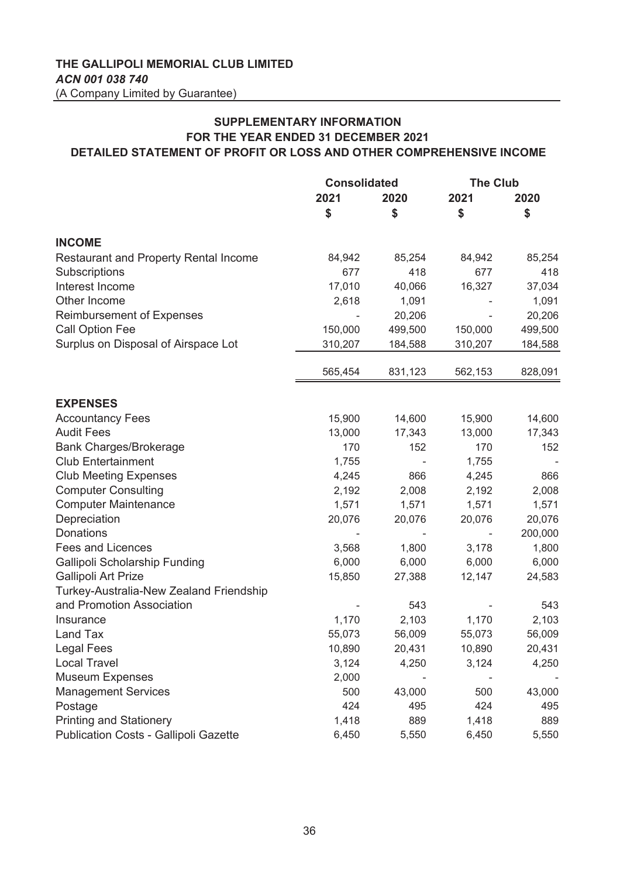**THE GALLIPOLI MEMORIAL CLUB LIMITED**
***ACN 001 038 740***
(A Company Limited by Guarantee)

## SUPPLEMENTARY INFORMATION
## FOR THE YEAR ENDED 31 DECEMBER 2021
## DETAILED STATEMENT OF PROFIT OR LOSS AND OTHER COMPREHENSIVE INCOME

| | Consolidated | | The Club | |
|---|---|---|---|---|
| | 2021 | 2020 | 2021 | 2020 |
| | $ | $ | $ | $ |
| **INCOME** | | | | |
| Restaurant and Property Rental Income | 84,942 | 85,254 | 84,942 | 85,254 |
| Subscriptions | 677 | 418 | 677 | 418 |
| Interest Income | 17,010 | 40,066 | 16,327 | 37,034 |
| Other Income | 2,618 | 1,091 | - | 1,091 |
| Reimbursement of Expenses | - | 20,206 | - | 20,206 |
| Call Option Fee | 150,000 | 499,500 | 150,000 | 499,500 |
| Surplus on Disposal of Airspace Lot | 310,207 | 184,588 | 310,207 | 184,588 |
| | 565,454 | 831,123 | 562,153 | 828,091 |
| **EXPENSES** | | | | |
| Accountancy Fees | 15,900 | 14,600 | 15,900 | 14,600 |
| Audit Fees | 13,000 | 17,343 | 13,000 | 17,343 |
| Bank Charges/Brokerage | 170 | 152 | 170 | 152 |
| Club Entertainment | 1,755 | - | 1,755 | - |
| Club Meeting Expenses | 4,245 | 866 | 4,245 | 866 |
| Computer Consulting | 2,192 | 2,008 | 2,192 | 2,008 |
| Computer Maintenance | 1,571 | 1,571 | 1,571 | 1,571 |
| Depreciation | 20,076 | 20,076 | 20,076 | 20,076 |
| Donations | - | - | - | 200,000 |
| Fees and Licences | 3,568 | 1,800 | 3,178 | 1,800 |
| Gallipoli Scholarship Funding | 6,000 | 6,000 | 6,000 | 6,000 |
| Gallipoli Art Prize | 15,850 | 27,388 | 12,147 | 24,583 |
| Turkey-Australia-New Zealand Friendship and Promotion Association | - | 543 | - | 543 |
| Insurance | 1,170 | 2,103 | 1,170 | 2,103 |
| Land Tax | 55,073 | 56,009 | 55,073 | 56,009 |
| Legal Fees | 10,890 | 20,431 | 10,890 | 20,431 |
| Local Travel | 3,124 | 4,250 | 3,124 | 4,250 |
| Museum Expenses | 2,000 | - | - | - |
| Management Services | 500 | 43,000 | 500 | 43,000 |
| Postage | 424 | 495 | 424 | 495 |
| Printing and Stationery | 1,418 | 889 | 1,418 | 889 |
| Publication Costs - Gallipoli Gazette | 6,450 | 5,550 | 6,450 | 5,550 |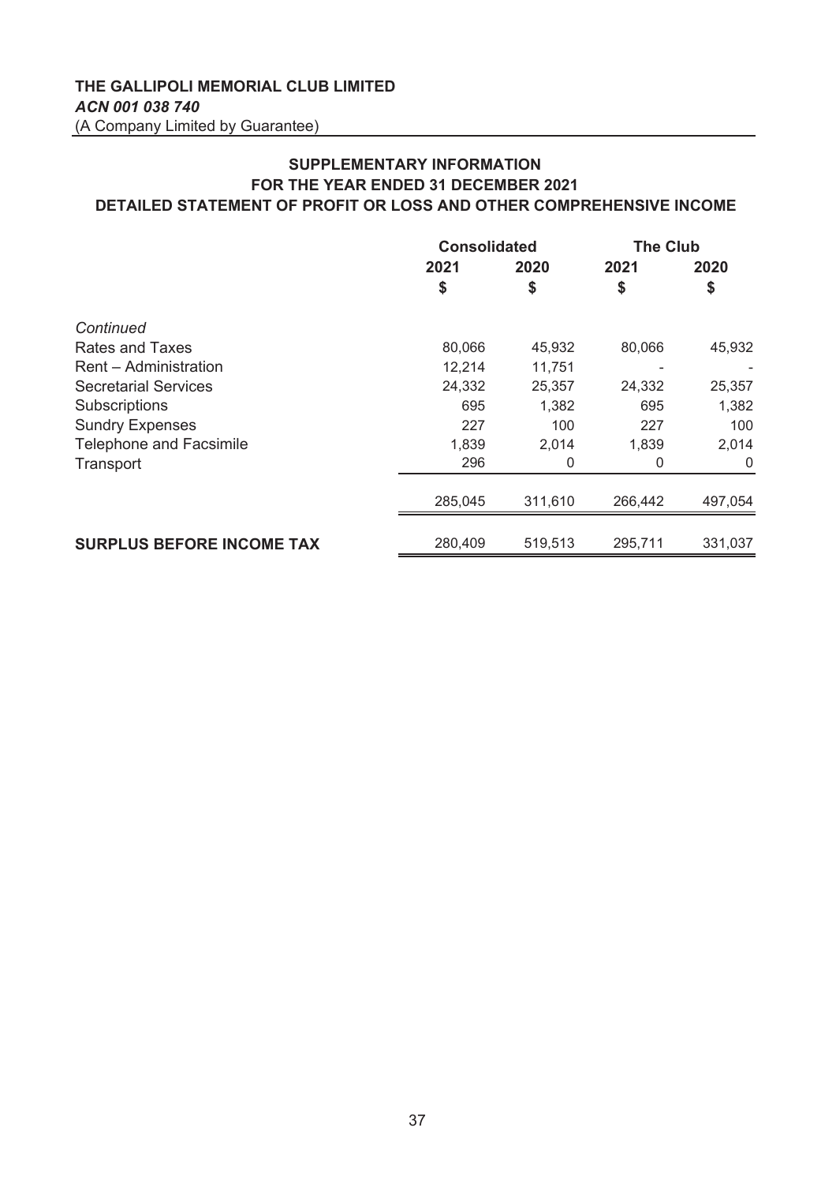**THE GALLIPOLI MEMORIAL CLUB LIMITED**
***ACN 001 038 740***
(A Company Limited by Guarantee)

## SUPPLEMENTARY INFORMATION
## FOR THE YEAR ENDED 31 DECEMBER 2021
## DETAILED STATEMENT OF PROFIT OR LOSS AND OTHER COMPREHENSIVE INCOME

| | Consolidated | | The Club | |
|---|---|---|---|---|
| | 2021 | 2020 | 2021 | 2020 |
| | $ | $ | $ | $ |
| *Continued* | | | | |
| Rates and Taxes | 80,066 | 45,932 | 80,066 | 45,932 |
| Rent – Administration | 12,214 | 11,751 | - | - |
| Secretarial Services | 24,332 | 25,357 | 24,332 | 25,357 |
| Subscriptions | 695 | 1,382 | 695 | 1,382 |
| Sundry Expenses | 227 | 100 | 227 | 100 |
| Telephone and Facsimile | 1,839 | 2,014 | 1,839 | 2,014 |
| Transport | 296 | 0 | 0 | 0 |
| | 285,045 | 311,610 | 266,442 | 497,054 |
| **SURPLUS BEFORE INCOME TAX** | 280,409 | 519,513 | 295,711 | 331,037 |